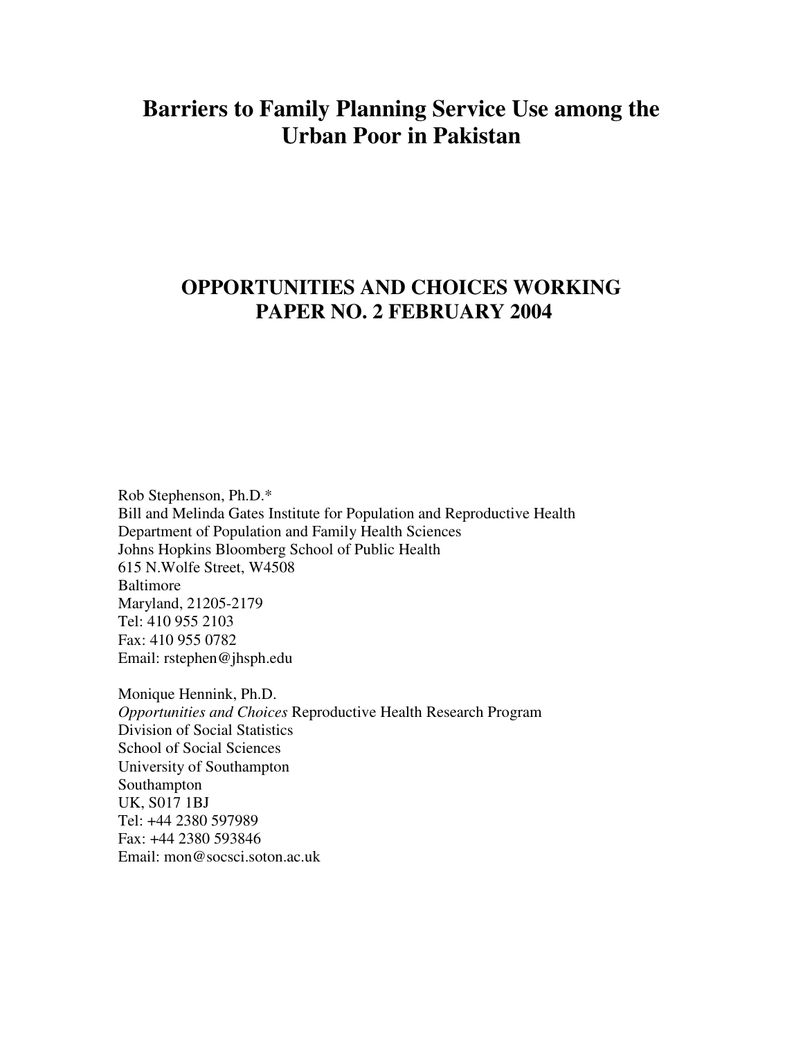# Barriers to Family Planning Service Use among the Urban Poor in Pakistan

## OPPORTUNITIES AND CHOICES WORKING PAPER NO. 2 FEBRUARY 2004

Rob Stephenson, Ph.D.*
Bill and Melinda Gates Institute for Population and Reproductive Health
Department of Population and Family Health Sciences
Johns Hopkins Bloomberg School of Public Health
615 N.Wolfe Street, W4508
Baltimore
Maryland, 21205-2179
Tel: 410 955 2103
Fax: 410 955 0782
Email: rstephen@jhsph.edu

Monique Hennink, Ph.D.
*Opportunities and Choices* Reproductive Health Research Program
Division of Social Statistics
School of Social Sciences
University of Southampton
Southampton
UK, S017 1BJ
Tel: +44 2380 597989
Fax: +44 2380 593846
Email: mon@socsci.soton.ac.uk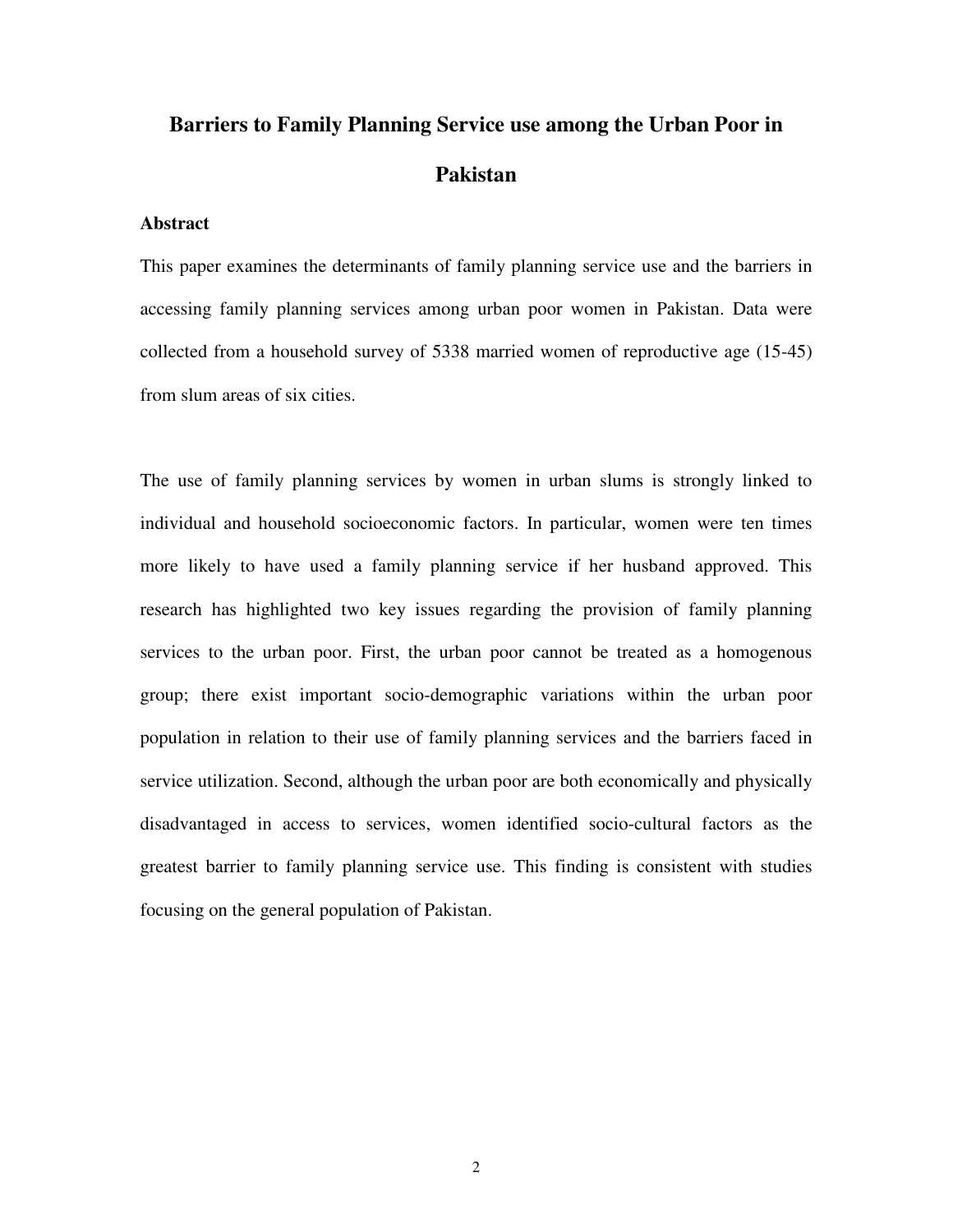# Barriers to Family Planning Service use among the Urban Poor in Pakistan

## Abstract

This paper examines the determinants of family planning service use and the barriers in accessing family planning services among urban poor women in Pakistan. Data were collected from a household survey of 5338 married women of reproductive age (15-45) from slum areas of six cities.

The use of family planning services by women in urban slums is strongly linked to individual and household socioeconomic factors. In particular, women were ten times more likely to have used a family planning service if her husband approved. This research has highlighted two key issues regarding the provision of family planning services to the urban poor. First, the urban poor cannot be treated as a homogenous group; there exist important socio-demographic variations within the urban poor population in relation to their use of family planning services and the barriers faced in service utilization. Second, although the urban poor are both economically and physically disadvantaged in access to services, women identified socio-cultural factors as the greatest barrier to family planning service use. This finding is consistent with studies focusing on the general population of Pakistan.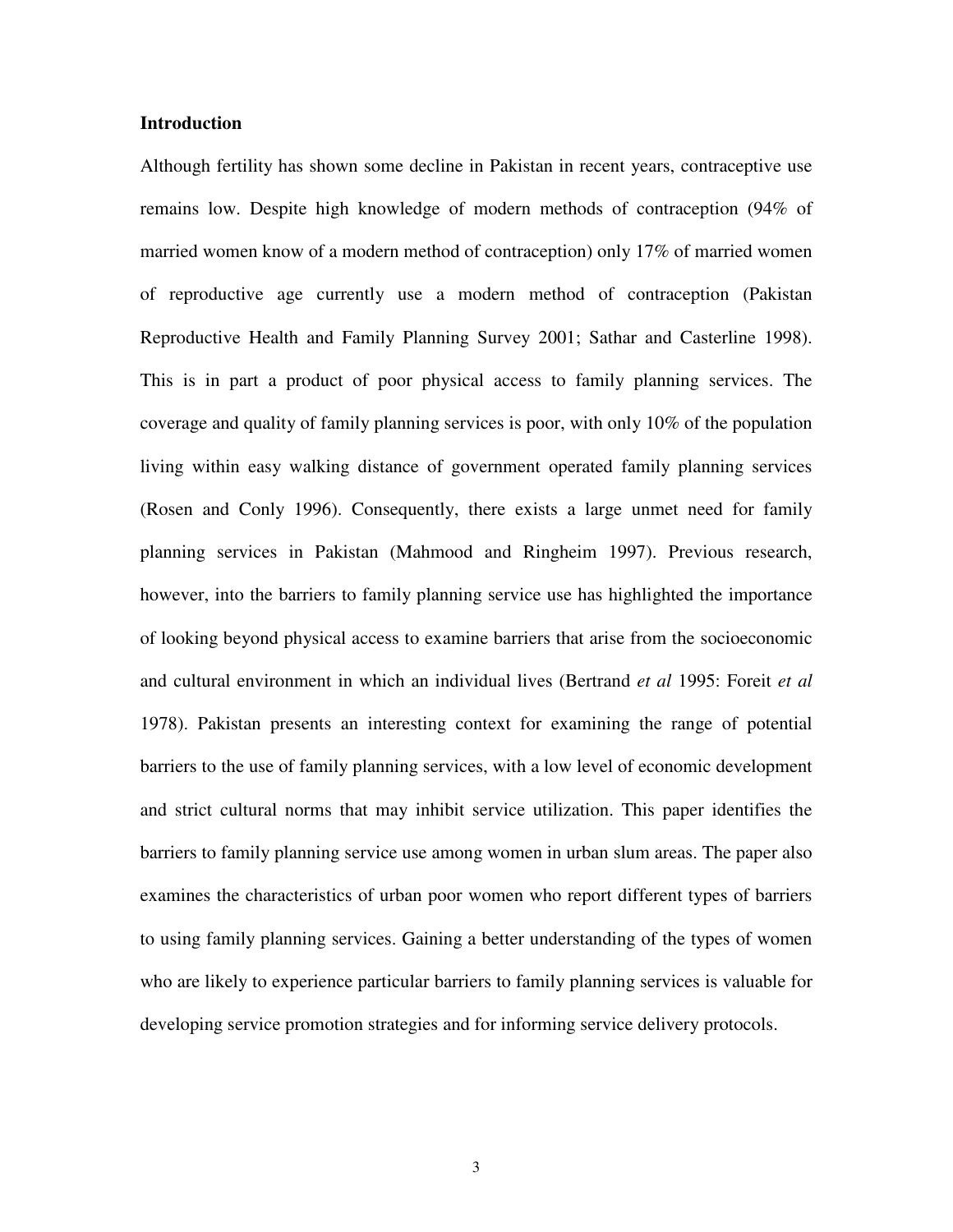**Introduction**

Although fertility has shown some decline in Pakistan in recent years, contraceptive use remains low. Despite high knowledge of modern methods of contraception (94% of married women know of a modern method of contraception) only 17% of married women of reproductive age currently use a modern method of contraception (Pakistan Reproductive Health and Family Planning Survey 2001; Sathar and Casterline 1998). This is in part a product of poor physical access to family planning services. The coverage and quality of family planning services is poor, with only 10% of the population living within easy walking distance of government operated family planning services (Rosen and Conly 1996). Consequently, there exists a large unmet need for family planning services in Pakistan (Mahmood and Ringheim 1997). Previous research, however, into the barriers to family planning service use has highlighted the importance of looking beyond physical access to examine barriers that arise from the socioeconomic and cultural environment in which an individual lives (Bertrand *et al* 1995: Foreit *et al* 1978). Pakistan presents an interesting context for examining the range of potential barriers to the use of family planning services, with a low level of economic development and strict cultural norms that may inhibit service utilization. This paper identifies the barriers to family planning service use among women in urban slum areas. The paper also examines the characteristics of urban poor women who report different types of barriers to using family planning services. Gaining a better understanding of the types of women who are likely to experience particular barriers to family planning services is valuable for developing service promotion strategies and for informing service delivery protocols.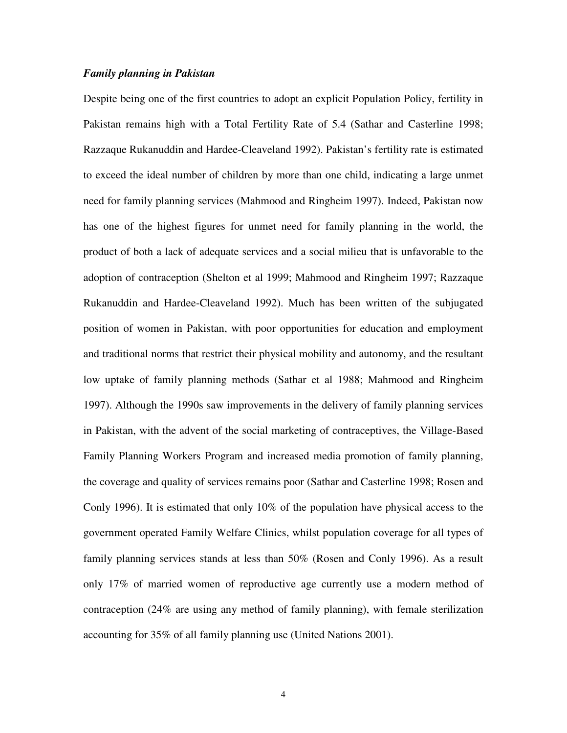***Family planning in Pakistan***

Despite being one of the first countries to adopt an explicit Population Policy, fertility in Pakistan remains high with a Total Fertility Rate of 5.4 (Sathar and Casterline 1998; Razzaque Rukanuddin and Hardee-Cleaveland 1992). Pakistan's fertility rate is estimated to exceed the ideal number of children by more than one child, indicating a large unmet need for family planning services (Mahmood and Ringheim 1997). Indeed, Pakistan now has one of the highest figures for unmet need for family planning in the world, the product of both a lack of adequate services and a social milieu that is unfavorable to the adoption of contraception (Shelton et al 1999; Mahmood and Ringheim 1997; Razzaque Rukanuddin and Hardee-Cleaveland 1992). Much has been written of the subjugated position of women in Pakistan, with poor opportunities for education and employment and traditional norms that restrict their physical mobility and autonomy, and the resultant low uptake of family planning methods (Sathar et al 1988; Mahmood and Ringheim 1997). Although the 1990s saw improvements in the delivery of family planning services in Pakistan, with the advent of the social marketing of contraceptives, the Village-Based Family Planning Workers Program and increased media promotion of family planning, the coverage and quality of services remains poor (Sathar and Casterline 1998; Rosen and Conly 1996). It is estimated that only 10% of the population have physical access to the government operated Family Welfare Clinics, whilst population coverage for all types of family planning services stands at less than 50% (Rosen and Conly 1996). As a result only 17% of married women of reproductive age currently use a modern method of contraception (24% are using any method of family planning), with female sterilization accounting for 35% of all family planning use (United Nations 2001).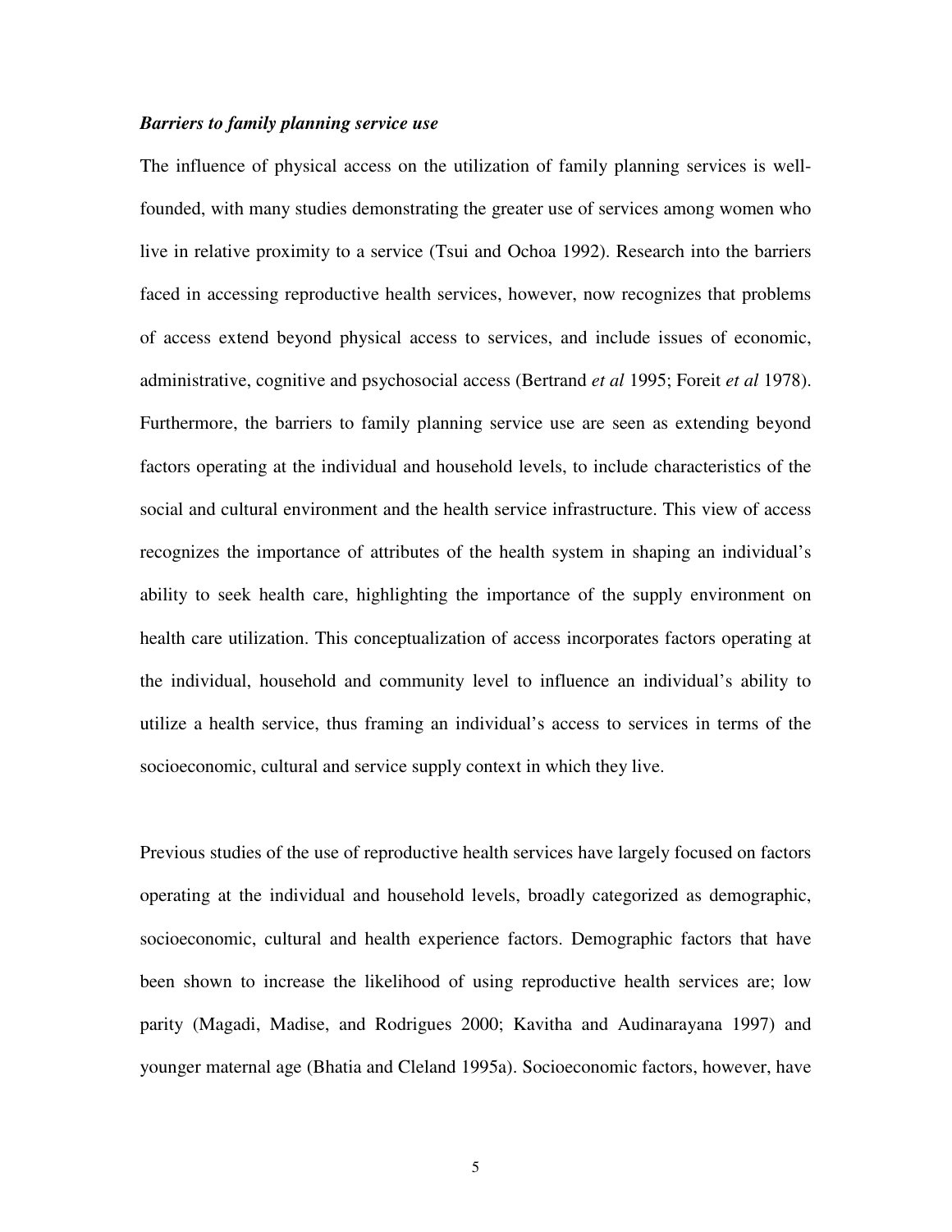### ***Barriers to family planning service use***

The influence of physical access on the utilization of family planning services is well-founded, with many studies demonstrating the greater use of services among women who live in relative proximity to a service (Tsui and Ochoa 1992). Research into the barriers faced in accessing reproductive health services, however, now recognizes that problems of access extend beyond physical access to services, and include issues of economic, administrative, cognitive and psychosocial access (Bertrand *et al* 1995; Foreit *et al* 1978). Furthermore, the barriers to family planning service use are seen as extending beyond factors operating at the individual and household levels, to include characteristics of the social and cultural environment and the health service infrastructure. This view of access recognizes the importance of attributes of the health system in shaping an individual's ability to seek health care, highlighting the importance of the supply environment on health care utilization. This conceptualization of access incorporates factors operating at the individual, household and community level to influence an individual's ability to utilize a health service, thus framing an individual's access to services in terms of the socioeconomic, cultural and service supply context in which they live.

Previous studies of the use of reproductive health services have largely focused on factors operating at the individual and household levels, broadly categorized as demographic, socioeconomic, cultural and health experience factors. Demographic factors that have been shown to increase the likelihood of using reproductive health services are; low parity (Magadi, Madise, and Rodrigues 2000; Kavitha and Audinarayana 1997) and younger maternal age (Bhatia and Cleland 1995a). Socioeconomic factors, however, have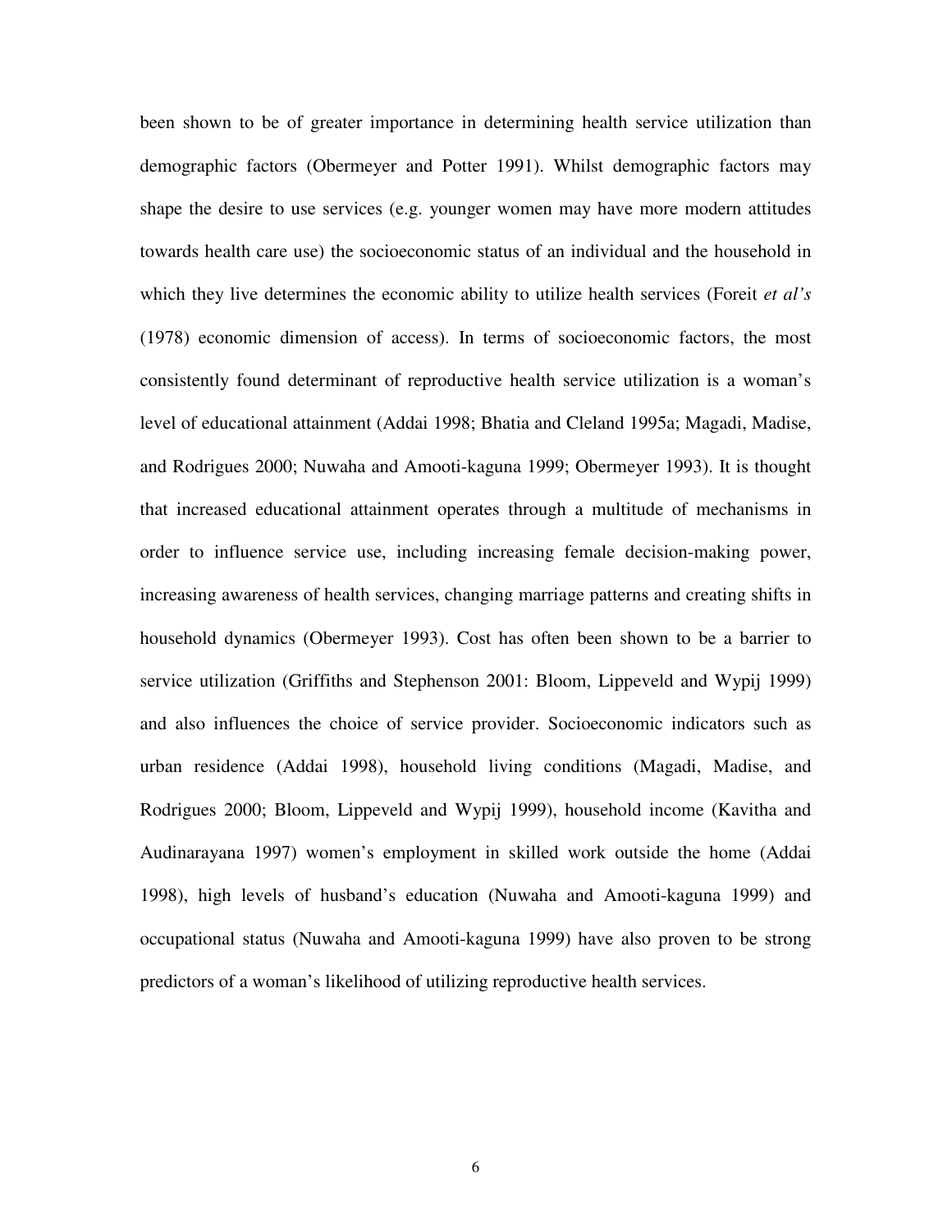been shown to be of greater importance in determining health service utilization than demographic factors (Obermeyer and Potter 1991). Whilst demographic factors may shape the desire to use services (e.g. younger women may have more modern attitudes towards health care use) the socioeconomic status of an individual and the household in which they live determines the economic ability to utilize health services (Foreit *et al's* (1978) economic dimension of access). In terms of socioeconomic factors, the most consistently found determinant of reproductive health service utilization is a woman's level of educational attainment (Addai 1998; Bhatia and Cleland 1995a; Magadi, Madise, and Rodrigues 2000; Nuwaha and Amooti-kaguna 1999; Obermeyer 1993). It is thought that increased educational attainment operates through a multitude of mechanisms in order to influence service use, including increasing female decision-making power, increasing awareness of health services, changing marriage patterns and creating shifts in household dynamics (Obermeyer 1993). Cost has often been shown to be a barrier to service utilization (Griffiths and Stephenson 2001: Bloom, Lippeveld and Wypij 1999) and also influences the choice of service provider. Socioeconomic indicators such as urban residence (Addai 1998), household living conditions (Magadi, Madise, and Rodrigues 2000; Bloom, Lippeveld and Wypij 1999), household income (Kavitha and Audinarayana 1997) women's employment in skilled work outside the home (Addai 1998), high levels of husband's education (Nuwaha and Amooti-kaguna 1999) and occupational status (Nuwaha and Amooti-kaguna 1999) have also proven to be strong predictors of a woman's likelihood of utilizing reproductive health services.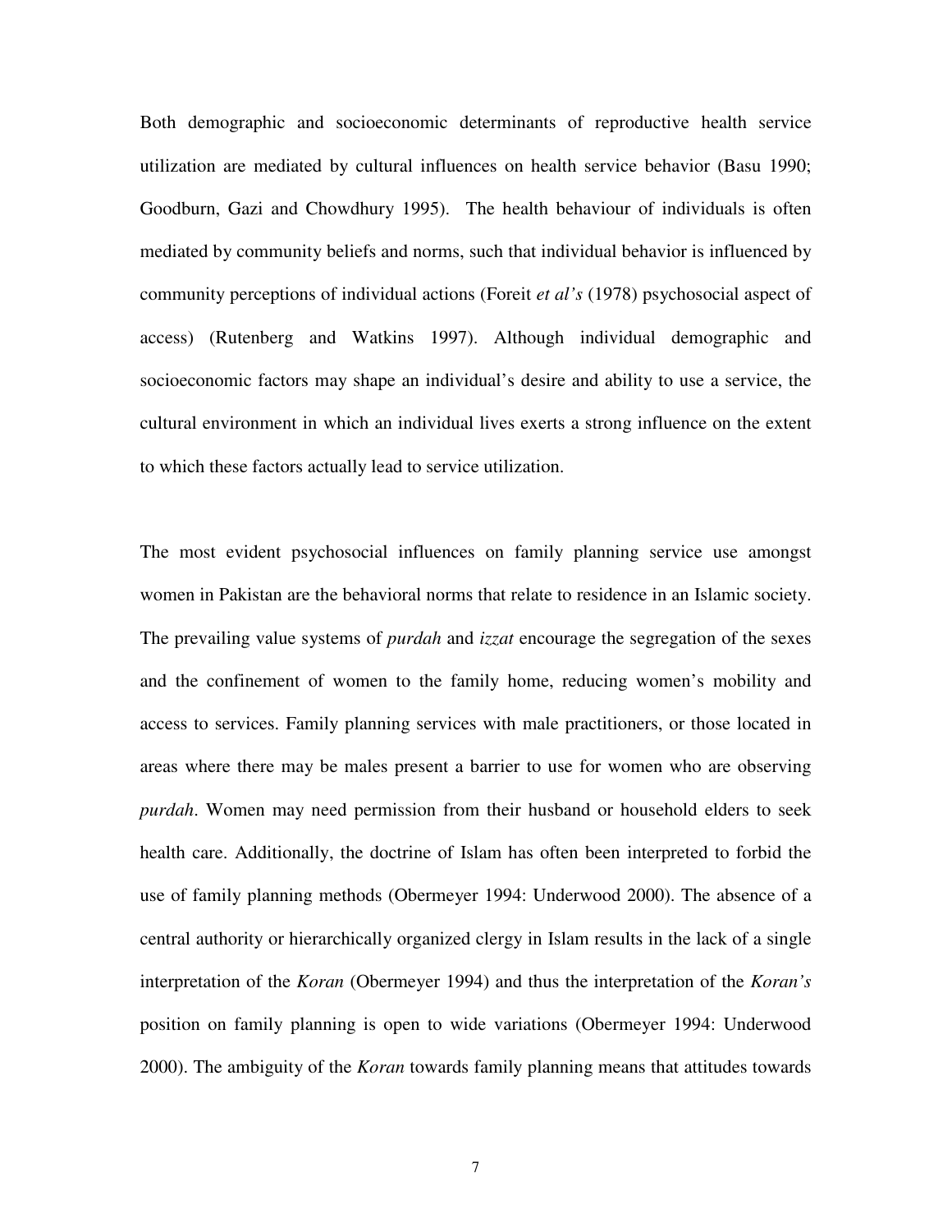Both demographic and socioeconomic determinants of reproductive health service utilization are mediated by cultural influences on health service behavior (Basu 1990; Goodburn, Gazi and Chowdhury 1995). The health behaviour of individuals is often mediated by community beliefs and norms, such that individual behavior is influenced by community perceptions of individual actions (Foreit *et al's* (1978) psychosocial aspect of access) (Rutenberg and Watkins 1997). Although individual demographic and socioeconomic factors may shape an individual's desire and ability to use a service, the cultural environment in which an individual lives exerts a strong influence on the extent to which these factors actually lead to service utilization.

The most evident psychosocial influences on family planning service use amongst women in Pakistan are the behavioral norms that relate to residence in an Islamic society. The prevailing value systems of *purdah* and *izzat* encourage the segregation of the sexes and the confinement of women to the family home, reducing women's mobility and access to services. Family planning services with male practitioners, or those located in areas where there may be males present a barrier to use for women who are observing *purdah*. Women may need permission from their husband or household elders to seek health care. Additionally, the doctrine of Islam has often been interpreted to forbid the use of family planning methods (Obermeyer 1994: Underwood 2000). The absence of a central authority or hierarchically organized clergy in Islam results in the lack of a single interpretation of the *Koran* (Obermeyer 1994) and thus the interpretation of the *Koran's* position on family planning is open to wide variations (Obermeyer 1994: Underwood 2000). The ambiguity of the *Koran* towards family planning means that attitudes towards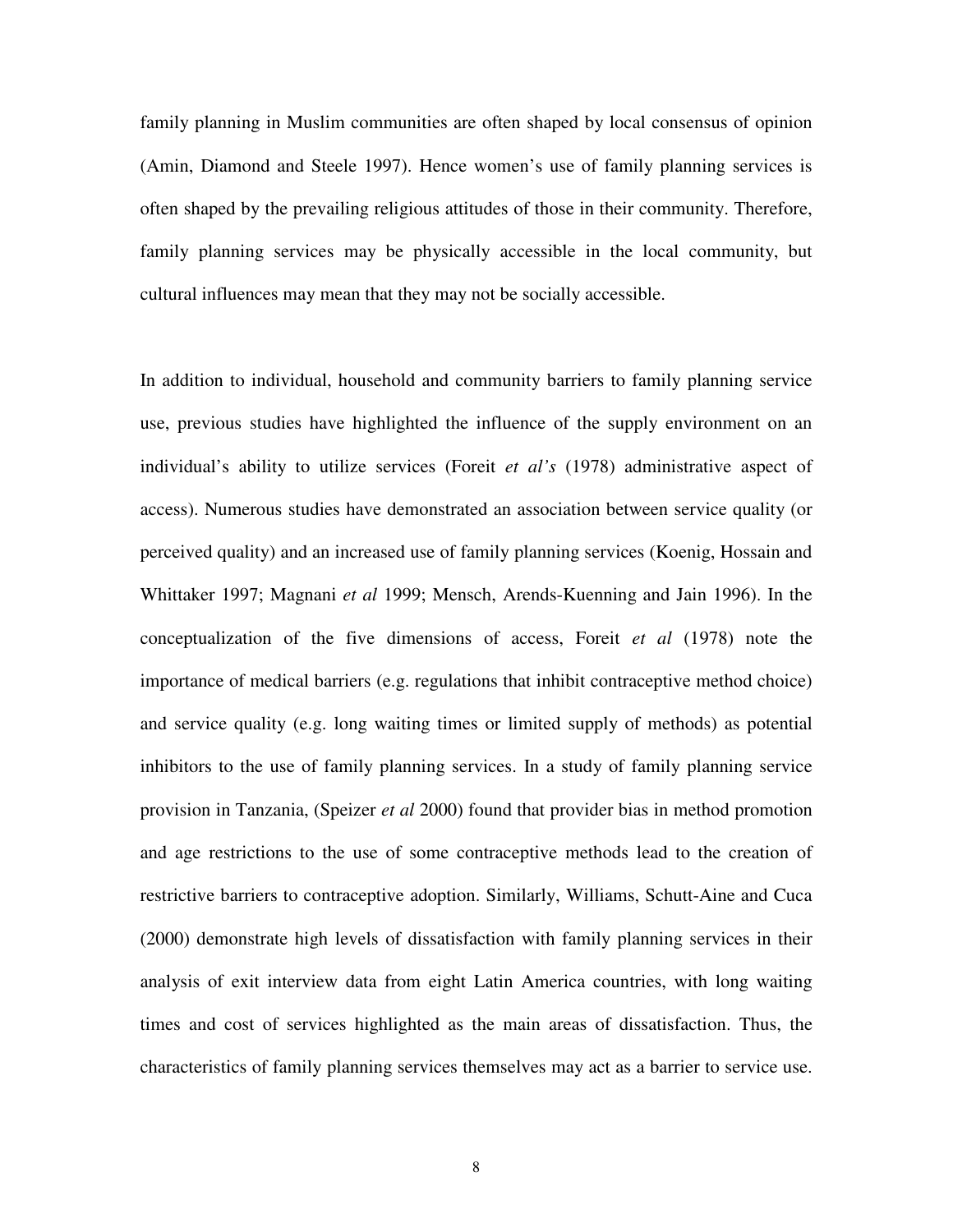family planning in Muslim communities are often shaped by local consensus of opinion (Amin, Diamond and Steele 1997). Hence women's use of family planning services is often shaped by the prevailing religious attitudes of those in their community. Therefore, family planning services may be physically accessible in the local community, but cultural influences may mean that they may not be socially accessible.

In addition to individual, household and community barriers to family planning service use, previous studies have highlighted the influence of the supply environment on an individual's ability to utilize services (Foreit *et al's* (1978) administrative aspect of access). Numerous studies have demonstrated an association between service quality (or perceived quality) and an increased use of family planning services (Koenig, Hossain and Whittaker 1997; Magnani *et al* 1999; Mensch, Arends-Kuenning and Jain 1996). In the conceptualization of the five dimensions of access, Foreit *et al* (1978) note the importance of medical barriers (e.g. regulations that inhibit contraceptive method choice) and service quality (e.g. long waiting times or limited supply of methods) as potential inhibitors to the use of family planning services. In a study of family planning service provision in Tanzania, (Speizer *et al* 2000) found that provider bias in method promotion and age restrictions to the use of some contraceptive methods lead to the creation of restrictive barriers to contraceptive adoption. Similarly, Williams, Schutt-Aine and Cuca (2000) demonstrate high levels of dissatisfaction with family planning services in their analysis of exit interview data from eight Latin America countries, with long waiting times and cost of services highlighted as the main areas of dissatisfaction. Thus, the characteristics of family planning services themselves may act as a barrier to service use.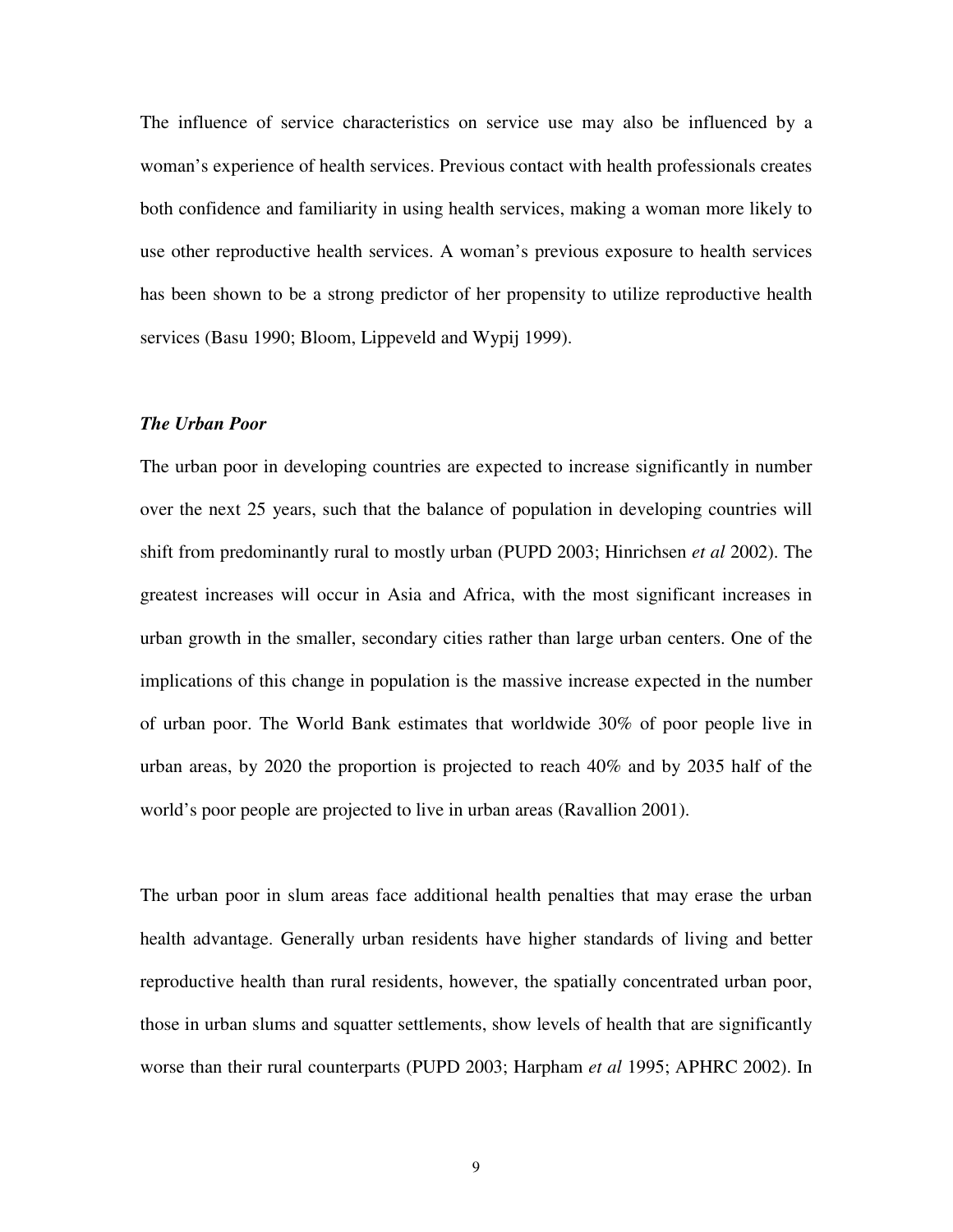The influence of service characteristics on service use may also be influenced by a woman's experience of health services. Previous contact with health professionals creates both confidence and familiarity in using health services, making a woman more likely to use other reproductive health services. A woman's previous exposure to health services has been shown to be a strong predictor of her propensity to utilize reproductive health services (Basu 1990; Bloom, Lippeveld and Wypij 1999).

### ***The Urban Poor***

The urban poor in developing countries are expected to increase significantly in number over the next 25 years, such that the balance of population in developing countries will shift from predominantly rural to mostly urban (PUPD 2003; Hinrichsen *et al* 2002). The greatest increases will occur in Asia and Africa, with the most significant increases in urban growth in the smaller, secondary cities rather than large urban centers. One of the implications of this change in population is the massive increase expected in the number of urban poor. The World Bank estimates that worldwide 30% of poor people live in urban areas, by 2020 the proportion is projected to reach 40% and by 2035 half of the world's poor people are projected to live in urban areas (Ravallion 2001).

The urban poor in slum areas face additional health penalties that may erase the urban health advantage. Generally urban residents have higher standards of living and better reproductive health than rural residents, however, the spatially concentrated urban poor, those in urban slums and squatter settlements, show levels of health that are significantly worse than their rural counterparts (PUPD 2003; Harpham *et al* 1995; APHRC 2002). In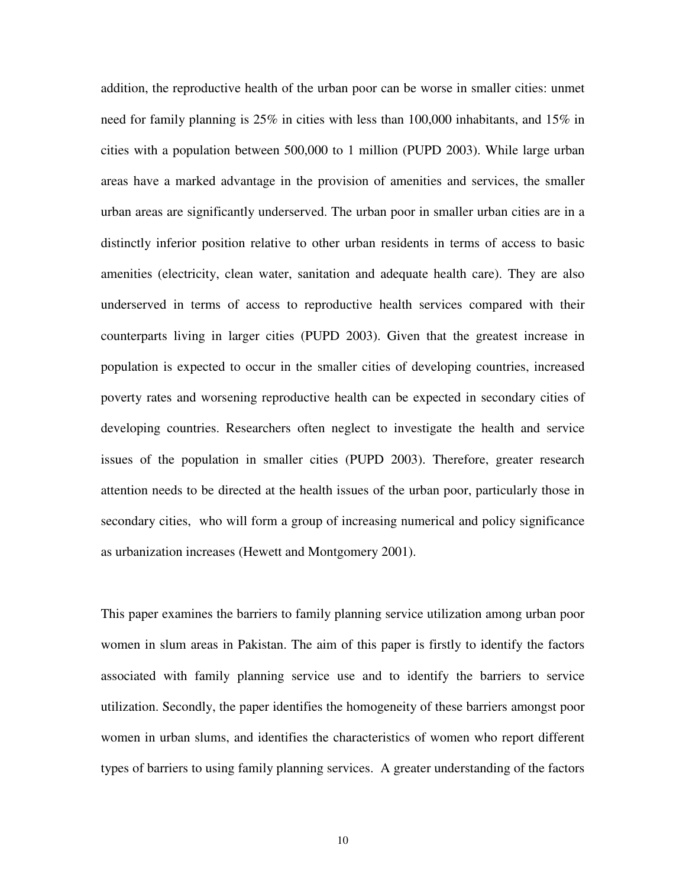addition, the reproductive health of the urban poor can be worse in smaller cities: unmet need for family planning is 25% in cities with less than 100,000 inhabitants, and 15% in cities with a population between 500,000 to 1 million (PUPD 2003). While large urban areas have a marked advantage in the provision of amenities and services, the smaller urban areas are significantly underserved. The urban poor in smaller urban cities are in a distinctly inferior position relative to other urban residents in terms of access to basic amenities (electricity, clean water, sanitation and adequate health care). They are also underserved in terms of access to reproductive health services compared with their counterparts living in larger cities (PUPD 2003). Given that the greatest increase in population is expected to occur in the smaller cities of developing countries, increased poverty rates and worsening reproductive health can be expected in secondary cities of developing countries. Researchers often neglect to investigate the health and service issues of the population in smaller cities (PUPD 2003). Therefore, greater research attention needs to be directed at the health issues of the urban poor, particularly those in secondary cities, who will form a group of increasing numerical and policy significance as urbanization increases (Hewett and Montgomery 2001).

This paper examines the barriers to family planning service utilization among urban poor women in slum areas in Pakistan. The aim of this paper is firstly to identify the factors associated with family planning service use and to identify the barriers to service utilization. Secondly, the paper identifies the homogeneity of these barriers amongst poor women in urban slums, and identifies the characteristics of women who report different types of barriers to using family planning services. A greater understanding of the factors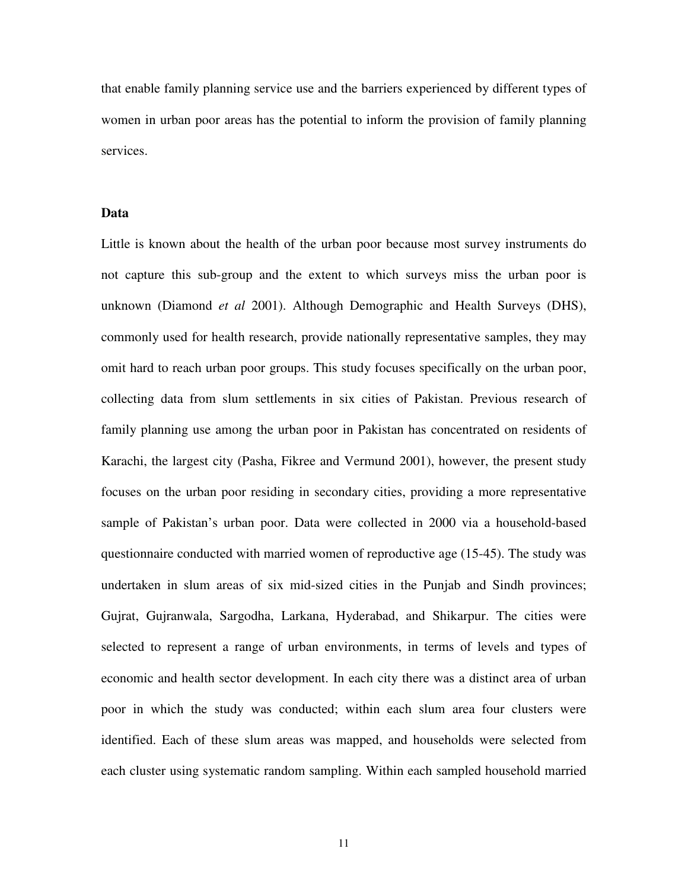that enable family planning service use and the barriers experienced by different types of women in urban poor areas has the potential to inform the provision of family planning services.

**Data**

Little is known about the health of the urban poor because most survey instruments do not capture this sub-group and the extent to which surveys miss the urban poor is unknown (Diamond *et al* 2001). Although Demographic and Health Surveys (DHS), commonly used for health research, provide nationally representative samples, they may omit hard to reach urban poor groups. This study focuses specifically on the urban poor, collecting data from slum settlements in six cities of Pakistan. Previous research of family planning use among the urban poor in Pakistan has concentrated on residents of Karachi, the largest city (Pasha, Fikree and Vermund 2001), however, the present study focuses on the urban poor residing in secondary cities, providing a more representative sample of Pakistan's urban poor. Data were collected in 2000 via a household-based questionnaire conducted with married women of reproductive age (15-45). The study was undertaken in slum areas of six mid-sized cities in the Punjab and Sindh provinces; Gujrat, Gujranwala, Sargodha, Larkana, Hyderabad, and Shikarpur. The cities were selected to represent a range of urban environments, in terms of levels and types of economic and health sector development. In each city there was a distinct area of urban poor in which the study was conducted; within each slum area four clusters were identified. Each of these slum areas was mapped, and households were selected from each cluster using systematic random sampling. Within each sampled household married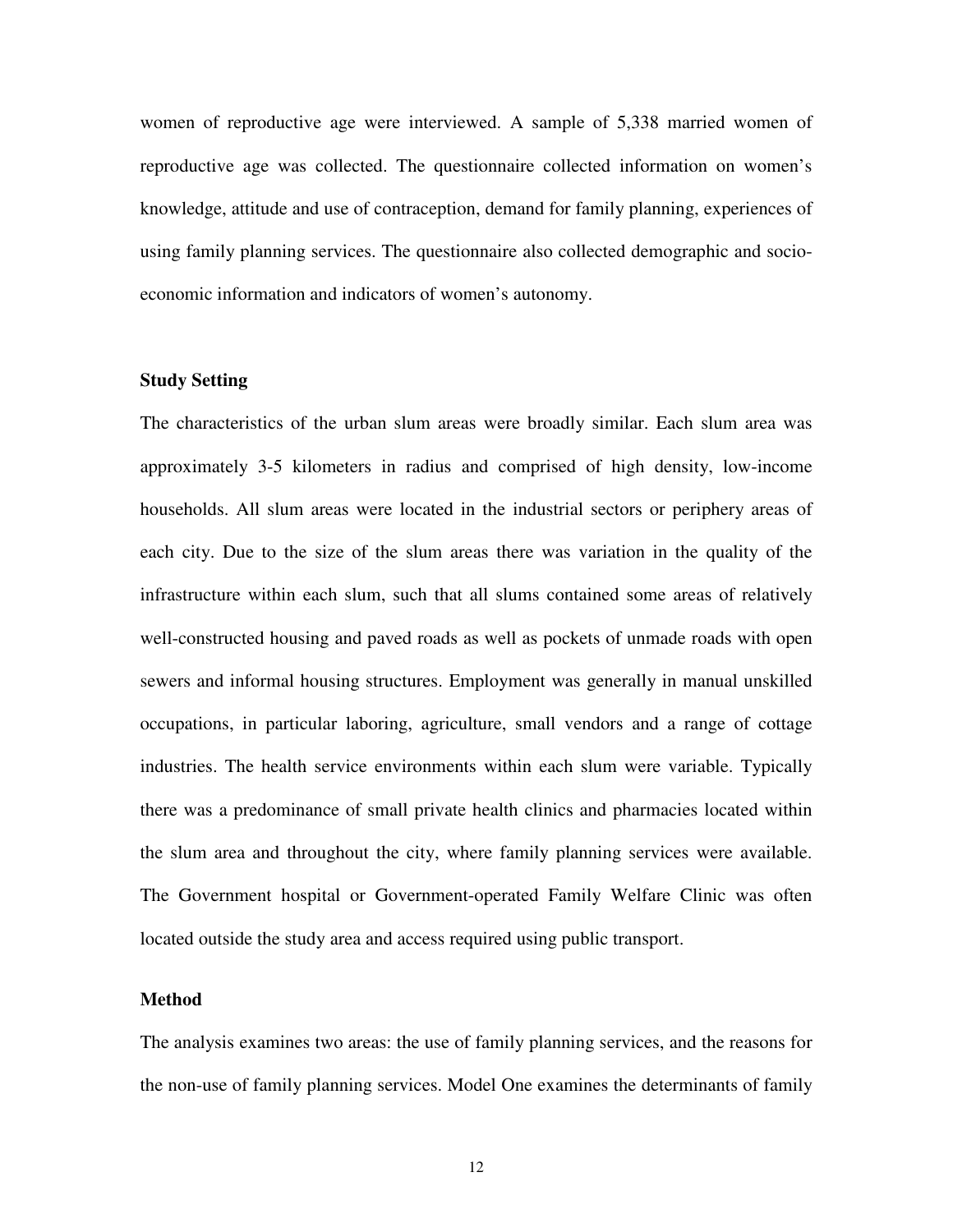women of reproductive age were interviewed. A sample of 5,338 married women of reproductive age was collected. The questionnaire collected information on women's knowledge, attitude and use of contraception, demand for family planning, experiences of using family planning services. The questionnaire also collected demographic and socio-economic information and indicators of women's autonomy.

### Study Setting

The characteristics of the urban slum areas were broadly similar. Each slum area was approximately 3-5 kilometers in radius and comprised of high density, low-income households. All slum areas were located in the industrial sectors or periphery areas of each city. Due to the size of the slum areas there was variation in the quality of the infrastructure within each slum, such that all slums contained some areas of relatively well-constructed housing and paved roads as well as pockets of unmade roads with open sewers and informal housing structures. Employment was generally in manual unskilled occupations, in particular laboring, agriculture, small vendors and a range of cottage industries. The health service environments within each slum were variable. Typically there was a predominance of small private health clinics and pharmacies located within the slum area and throughout the city, where family planning services were available. The Government hospital or Government-operated Family Welfare Clinic was often located outside the study area and access required using public transport.

### Method

The analysis examines two areas: the use of family planning services, and the reasons for the non-use of family planning services. Model One examines the determinants of family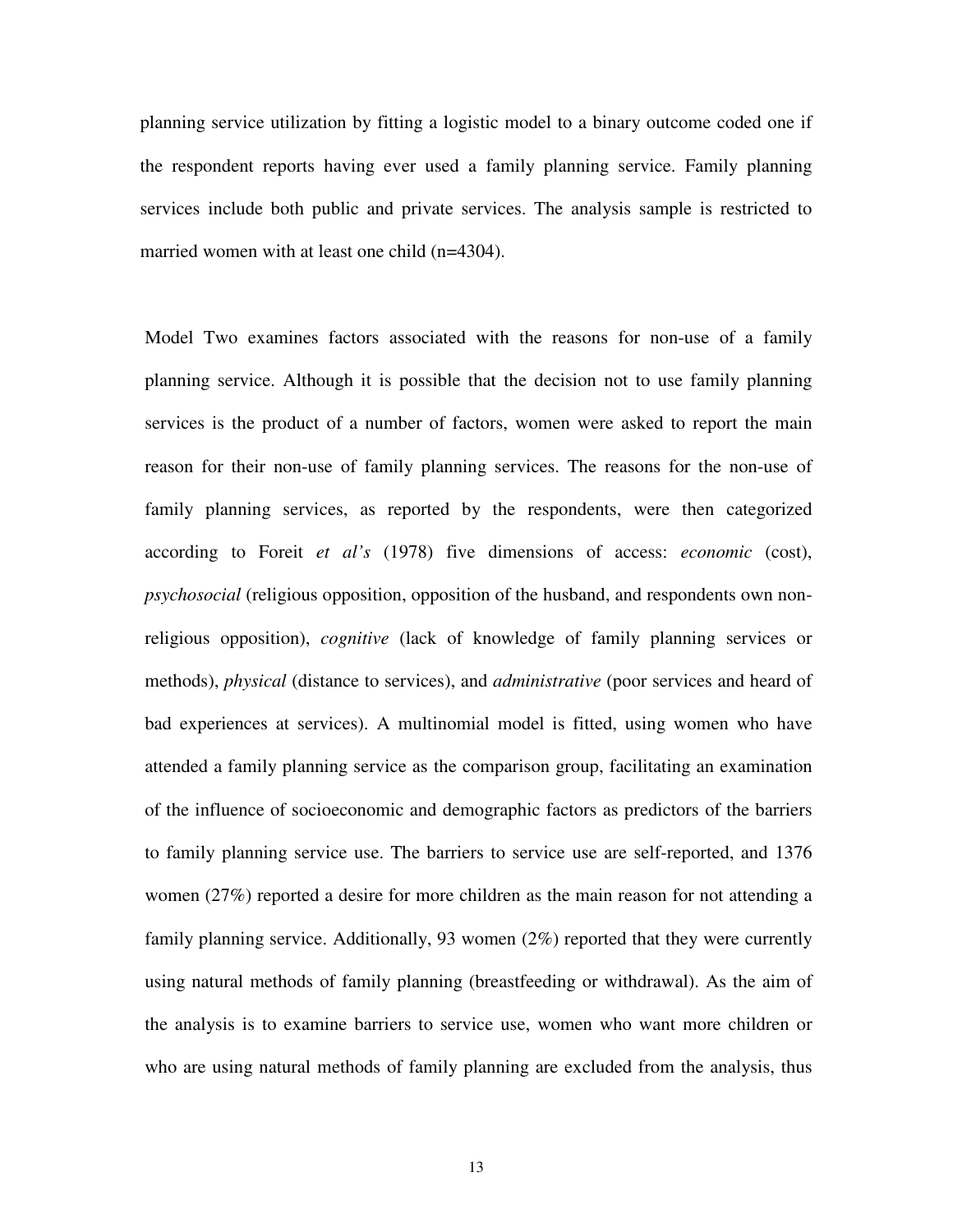planning service utilization by fitting a logistic model to a binary outcome coded one if the respondent reports having ever used a family planning service. Family planning services include both public and private services. The analysis sample is restricted to married women with at least one child (n=4304).

Model Two examines factors associated with the reasons for non-use of a family planning service. Although it is possible that the decision not to use family planning services is the product of a number of factors, women were asked to report the main reason for their non-use of family planning services. The reasons for the non-use of family planning services, as reported by the respondents, were then categorized according to Foreit *et al's* (1978) five dimensions of access: *economic* (cost), *psychosocial* (religious opposition, opposition of the husband, and respondents own non-religious opposition), *cognitive* (lack of knowledge of family planning services or methods), *physical* (distance to services), and *administrative* (poor services and heard of bad experiences at services). A multinomial model is fitted, using women who have attended a family planning service as the comparison group, facilitating an examination of the influence of socioeconomic and demographic factors as predictors of the barriers to family planning service use. The barriers to service use are self-reported, and 1376 women (27%) reported a desire for more children as the main reason for not attending a family planning service. Additionally, 93 women (2%) reported that they were currently using natural methods of family planning (breastfeeding or withdrawal). As the aim of the analysis is to examine barriers to service use, women who want more children or who are using natural methods of family planning are excluded from the analysis, thus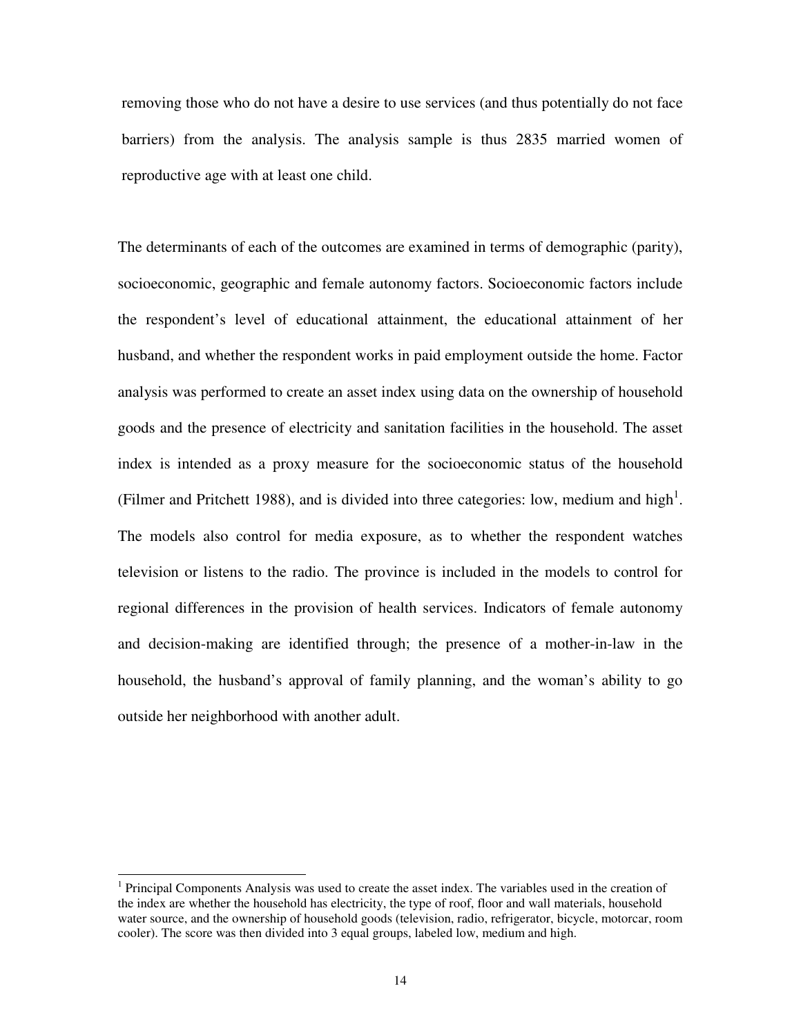removing those who do not have a desire to use services (and thus potentially do not face barriers) from the analysis. The analysis sample is thus 2835 married women of reproductive age with at least one child.

The determinants of each of the outcomes are examined in terms of demographic (parity), socioeconomic, geographic and female autonomy factors. Socioeconomic factors include the respondent's level of educational attainment, the educational attainment of her husband, and whether the respondent works in paid employment outside the home. Factor analysis was performed to create an asset index using data on the ownership of household goods and the presence of electricity and sanitation facilities in the household. The asset index is intended as a proxy measure for the socioeconomic status of the household (Filmer and Pritchett 1988), and is divided into three categories: low, medium and high[1]. The models also control for media exposure, as to whether the respondent watches television or listens to the radio. The province is included in the models to control for regional differences in the provision of health services. Indicators of female autonomy and decision-making are identified through; the presence of a mother-in-law in the household, the husband's approval of family planning, and the woman's ability to go outside her neighborhood with another adult.

---

[1] Principal Components Analysis was used to create the asset index. The variables used in the creation of the index are whether the household has electricity, the type of roof, floor and wall materials, household water source, and the ownership of household goods (television, radio, refrigerator, bicycle, motorcar, room cooler). The score was then divided into 3 equal groups, labeled low, medium and high.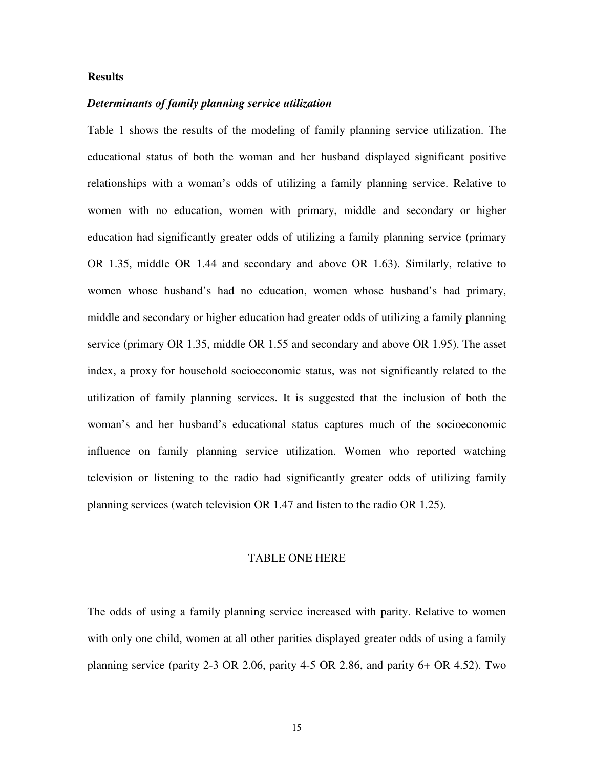## Results

### *Determinants of family planning service utilization*

Table 1 shows the results of the modeling of family planning service utilization. The educational status of both the woman and her husband displayed significant positive relationships with a woman's odds of utilizing a family planning service. Relative to women with no education, women with primary, middle and secondary or higher education had significantly greater odds of utilizing a family planning service (primary OR 1.35, middle OR 1.44 and secondary and above OR 1.63). Similarly, relative to women whose husband's had no education, women whose husband's had primary, middle and secondary or higher education had greater odds of utilizing a family planning service (primary OR 1.35, middle OR 1.55 and secondary and above OR 1.95). The asset index, a proxy for household socioeconomic status, was not significantly related to the utilization of family planning services. It is suggested that the inclusion of both the woman's and her husband's educational status captures much of the socioeconomic influence on family planning service utilization. Women who reported watching television or listening to the radio had significantly greater odds of utilizing family planning services (watch television OR 1.47 and listen to the radio OR 1.25).

TABLE ONE HERE

The odds of using a family planning service increased with parity. Relative to women with only one child, women at all other parities displayed greater odds of using a family planning service (parity 2-3 OR 2.06, parity 4-5 OR 2.86, and parity 6+ OR 4.52). Two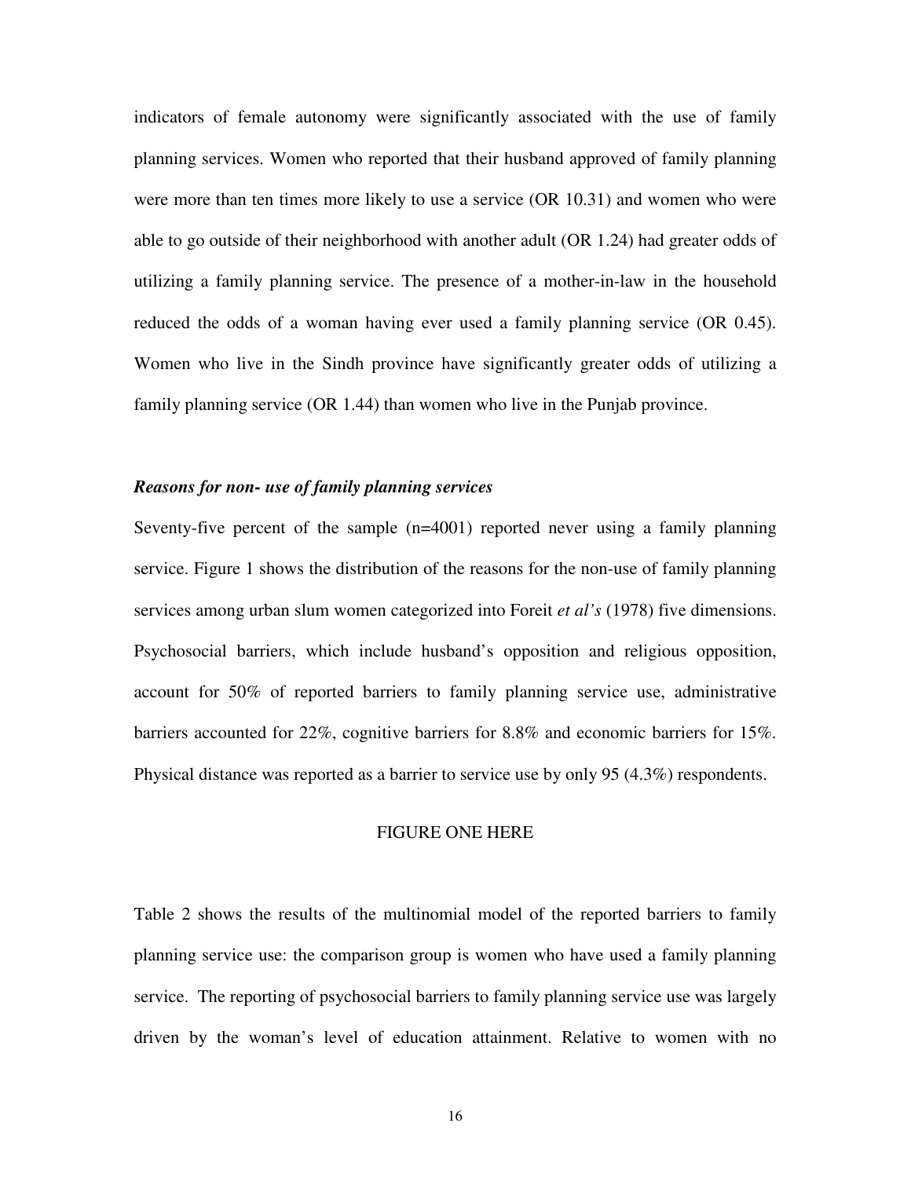indicators of female autonomy were significantly associated with the use of family planning services. Women who reported that their husband approved of family planning were more than ten times more likely to use a service (OR 10.31) and women who were able to go outside of their neighborhood with another adult (OR 1.24) had greater odds of utilizing a family planning service. The presence of a mother-in-law in the household reduced the odds of a woman having ever used a family planning service (OR 0.45). Women who live in the Sindh province have significantly greater odds of utilizing a family planning service (OR 1.44) than women who live in the Punjab province.

### *Reasons for non- use of family planning services*

Seventy-five percent of the sample (n=4001) reported never using a family planning service. Figure 1 shows the distribution of the reasons for the non-use of family planning services among urban slum women categorized into Foreit *et al's* (1978) five dimensions. Psychosocial barriers, which include husband's opposition and religious opposition, account for 50% of reported barriers to family planning service use, administrative barriers accounted for 22%, cognitive barriers for 8.8% and economic barriers for 15%. Physical distance was reported as a barrier to service use by only 95 (4.3%) respondents.

FIGURE ONE HERE

Table 2 shows the results of the multinomial model of the reported barriers to family planning service use: the comparison group is women who have used a family planning service. The reporting of psychosocial barriers to family planning service use was largely driven by the woman's level of education attainment. Relative to women with no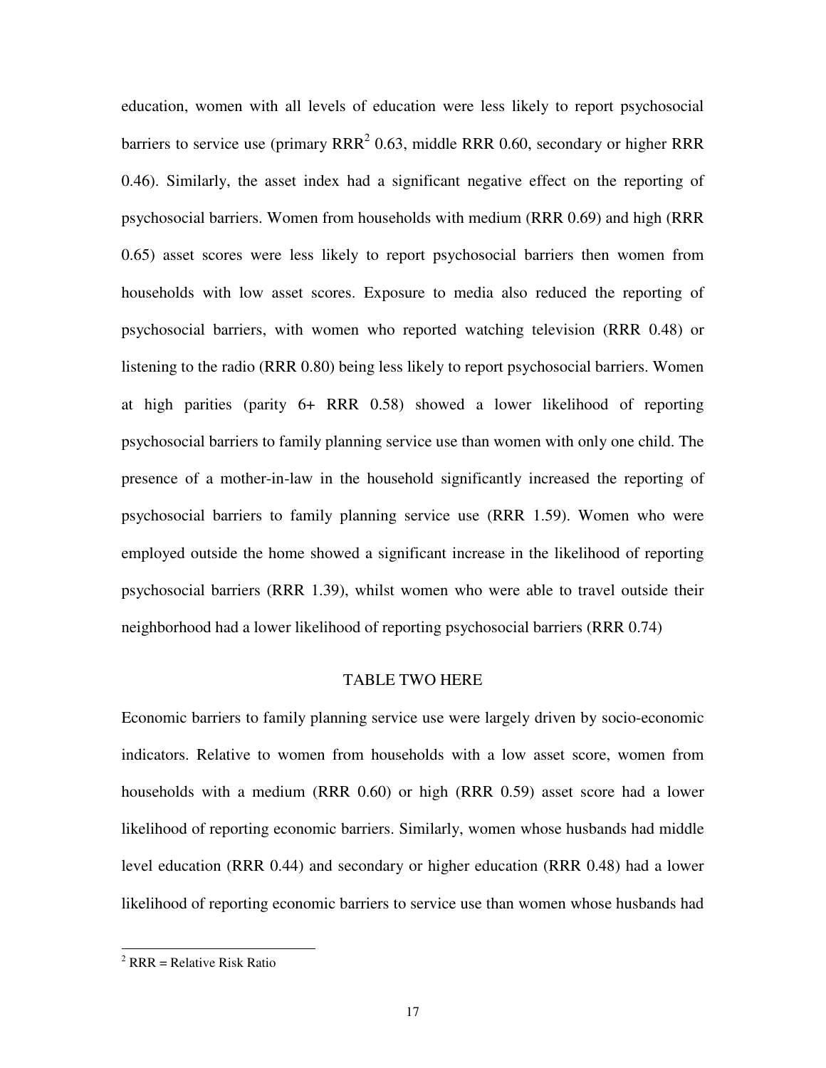education, women with all levels of education were less likely to report psychosocial barriers to service use (primary RRR[2] 0.63, middle RRR 0.60, secondary or higher RRR 0.46). Similarly, the asset index had a significant negative effect on the reporting of psychosocial barriers. Women from households with medium (RRR 0.69) and high (RRR 0.65) asset scores were less likely to report psychosocial barriers then women from households with low asset scores. Exposure to media also reduced the reporting of psychosocial barriers, with women who reported watching television (RRR 0.48) or listening to the radio (RRR 0.80) being less likely to report psychosocial barriers. Women at high parities (parity 6+ RRR 0.58) showed a lower likelihood of reporting psychosocial barriers to family planning service use than women with only one child. The presence of a mother-in-law in the household significantly increased the reporting of psychosocial barriers to family planning service use (RRR 1.59). Women who were employed outside the home showed a significant increase in the likelihood of reporting psychosocial barriers (RRR 1.39), whilst women who were able to travel outside their neighborhood had a lower likelihood of reporting psychosocial barriers (RRR 0.74)

TABLE TWO HERE

Economic barriers to family planning service use were largely driven by socio-economic indicators. Relative to women from households with a low asset score, women from households with a medium (RRR 0.60) or high (RRR 0.59) asset score had a lower likelihood of reporting economic barriers. Similarly, women whose husbands had middle level education (RRR 0.44) and secondary or higher education (RRR 0.48) had a lower likelihood of reporting economic barriers to service use than women whose husbands had

[2] RRR = Relative Risk Ratio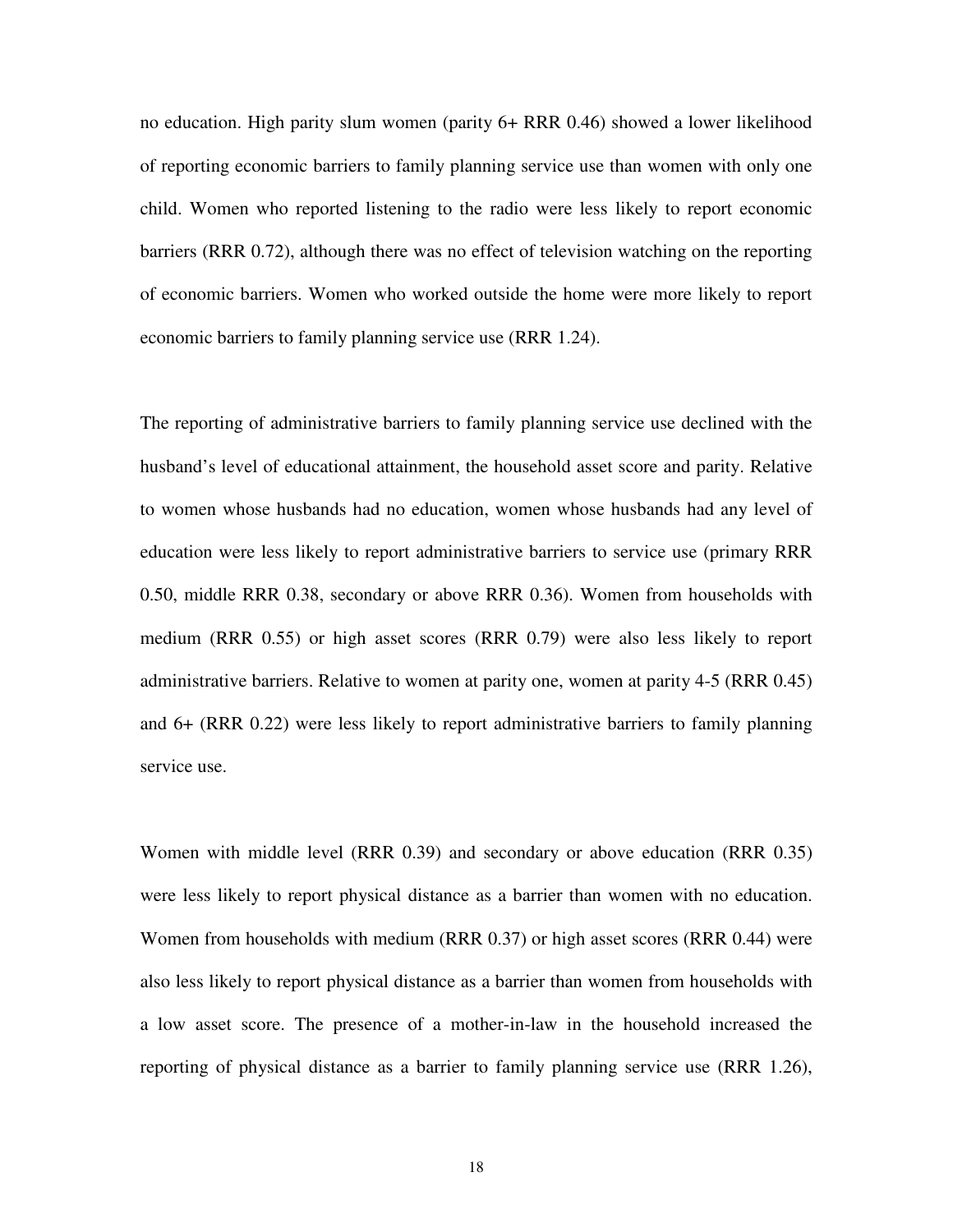no education. High parity slum women (parity 6+ RRR 0.46) showed a lower likelihood of reporting economic barriers to family planning service use than women with only one child. Women who reported listening to the radio were less likely to report economic barriers (RRR 0.72), although there was no effect of television watching on the reporting of economic barriers. Women who worked outside the home were more likely to report economic barriers to family planning service use (RRR 1.24).

The reporting of administrative barriers to family planning service use declined with the husband's level of educational attainment, the household asset score and parity. Relative to women whose husbands had no education, women whose husbands had any level of education were less likely to report administrative barriers to service use (primary RRR 0.50, middle RRR 0.38, secondary or above RRR 0.36). Women from households with medium (RRR 0.55) or high asset scores (RRR 0.79) were also less likely to report administrative barriers. Relative to women at parity one, women at parity 4-5 (RRR 0.45) and 6+ (RRR 0.22) were less likely to report administrative barriers to family planning service use.

Women with middle level (RRR 0.39) and secondary or above education (RRR 0.35) were less likely to report physical distance as a barrier than women with no education. Women from households with medium (RRR 0.37) or high asset scores (RRR 0.44) were also less likely to report physical distance as a barrier than women from households with a low asset score. The presence of a mother-in-law in the household increased the reporting of physical distance as a barrier to family planning service use (RRR 1.26),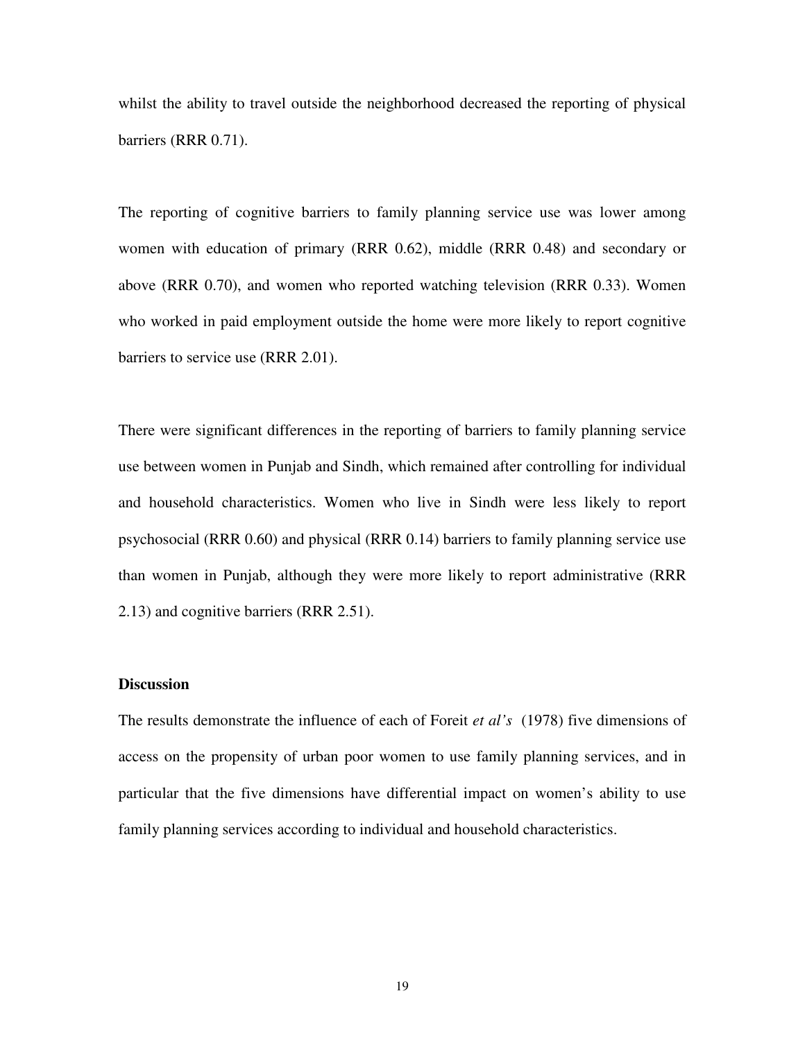whilst the ability to travel outside the neighborhood decreased the reporting of physical barriers (RRR 0.71).

The reporting of cognitive barriers to family planning service use was lower among women with education of primary (RRR 0.62), middle (RRR 0.48) and secondary or above (RRR 0.70), and women who reported watching television (RRR 0.33). Women who worked in paid employment outside the home were more likely to report cognitive barriers to service use (RRR 2.01).

There were significant differences in the reporting of barriers to family planning service use between women in Punjab and Sindh, which remained after controlling for individual and household characteristics. Women who live in Sindh were less likely to report psychosocial (RRR 0.60) and physical (RRR 0.14) barriers to family planning service use than women in Punjab, although they were more likely to report administrative (RRR 2.13) and cognitive barriers (RRR 2.51).

**Discussion**

The results demonstrate the influence of each of Foreit *et al's* (1978) five dimensions of access on the propensity of urban poor women to use family planning services, and in particular that the five dimensions have differential impact on women's ability to use family planning services according to individual and household characteristics.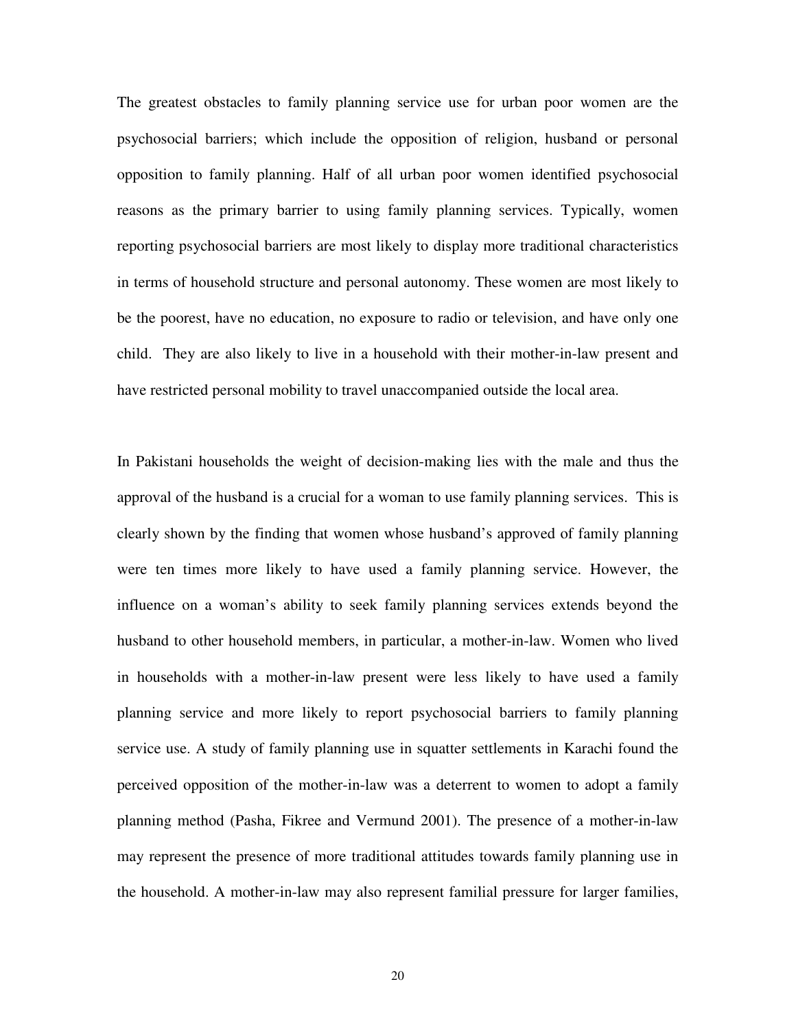The greatest obstacles to family planning service use for urban poor women are the psychosocial barriers; which include the opposition of religion, husband or personal opposition to family planning. Half of all urban poor women identified psychosocial reasons as the primary barrier to using family planning services. Typically, women reporting psychosocial barriers are most likely to display more traditional characteristics in terms of household structure and personal autonomy. These women are most likely to be the poorest, have no education, no exposure to radio or television, and have only one child. They are also likely to live in a household with their mother-in-law present and have restricted personal mobility to travel unaccompanied outside the local area.

In Pakistani households the weight of decision-making lies with the male and thus the approval of the husband is a crucial for a woman to use family planning services. This is clearly shown by the finding that women whose husband's approved of family planning were ten times more likely to have used a family planning service. However, the influence on a woman's ability to seek family planning services extends beyond the husband to other household members, in particular, a mother-in-law. Women who lived in households with a mother-in-law present were less likely to have used a family planning service and more likely to report psychosocial barriers to family planning service use. A study of family planning use in squatter settlements in Karachi found the perceived opposition of the mother-in-law was a deterrent to women to adopt a family planning method (Pasha, Fikree and Vermund 2001). The presence of a mother-in-law may represent the presence of more traditional attitudes towards family planning use in the household. A mother-in-law may also represent familial pressure for larger families,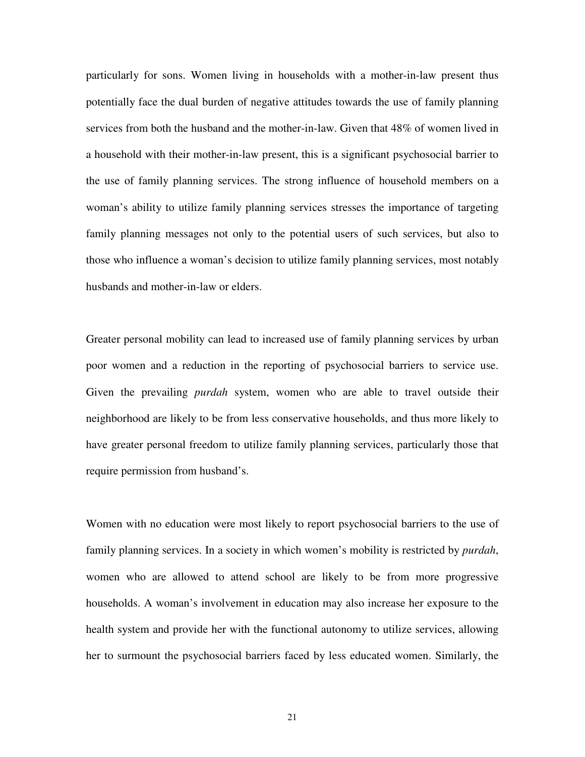particularly for sons. Women living in households with a mother-in-law present thus potentially face the dual burden of negative attitudes towards the use of family planning services from both the husband and the mother-in-law. Given that 48% of women lived in a household with their mother-in-law present, this is a significant psychosocial barrier to the use of family planning services. The strong influence of household members on a woman's ability to utilize family planning services stresses the importance of targeting family planning messages not only to the potential users of such services, but also to those who influence a woman's decision to utilize family planning services, most notably husbands and mother-in-law or elders.

Greater personal mobility can lead to increased use of family planning services by urban poor women and a reduction in the reporting of psychosocial barriers to service use. Given the prevailing *purdah* system, women who are able to travel outside their neighborhood are likely to be from less conservative households, and thus more likely to have greater personal freedom to utilize family planning services, particularly those that require permission from husband's.

Women with no education were most likely to report psychosocial barriers to the use of family planning services. In a society in which women's mobility is restricted by *purdah*, women who are allowed to attend school are likely to be from more progressive households. A woman's involvement in education may also increase her exposure to the health system and provide her with the functional autonomy to utilize services, allowing her to surmount the psychosocial barriers faced by less educated women. Similarly, the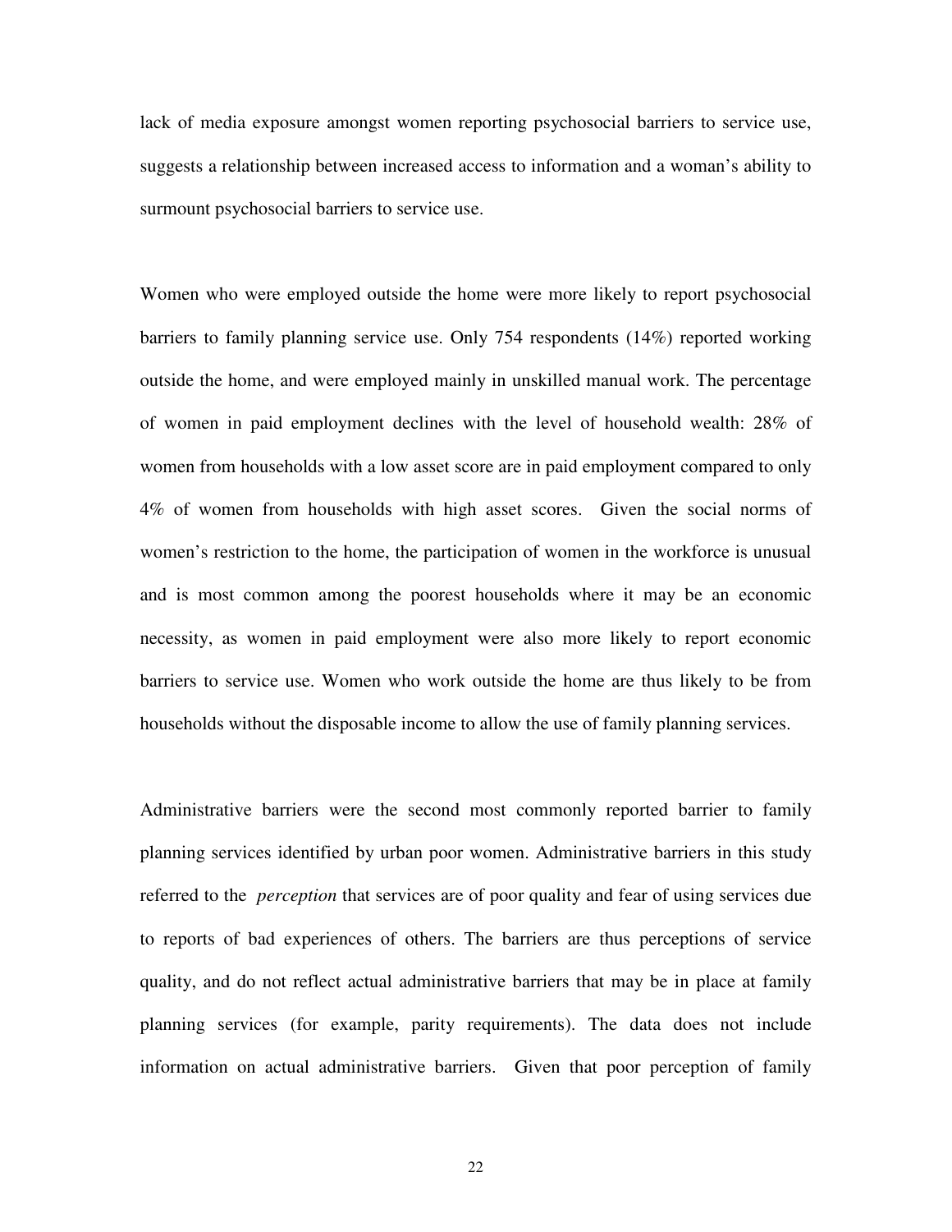lack of media exposure amongst women reporting psychosocial barriers to service use, suggests a relationship between increased access to information and a woman's ability to surmount psychosocial barriers to service use.

Women who were employed outside the home were more likely to report psychosocial barriers to family planning service use. Only 754 respondents (14%) reported working outside the home, and were employed mainly in unskilled manual work. The percentage of women in paid employment declines with the level of household wealth: 28% of women from households with a low asset score are in paid employment compared to only 4% of women from households with high asset scores. Given the social norms of women's restriction to the home, the participation of women in the workforce is unusual and is most common among the poorest households where it may be an economic necessity, as women in paid employment were also more likely to report economic barriers to service use. Women who work outside the home are thus likely to be from households without the disposable income to allow the use of family planning services.

Administrative barriers were the second most commonly reported barrier to family planning services identified by urban poor women. Administrative barriers in this study referred to the *perception* that services are of poor quality and fear of using services due to reports of bad experiences of others. The barriers are thus perceptions of service quality, and do not reflect actual administrative barriers that may be in place at family planning services (for example, parity requirements). The data does not include information on actual administrative barriers. Given that poor perception of family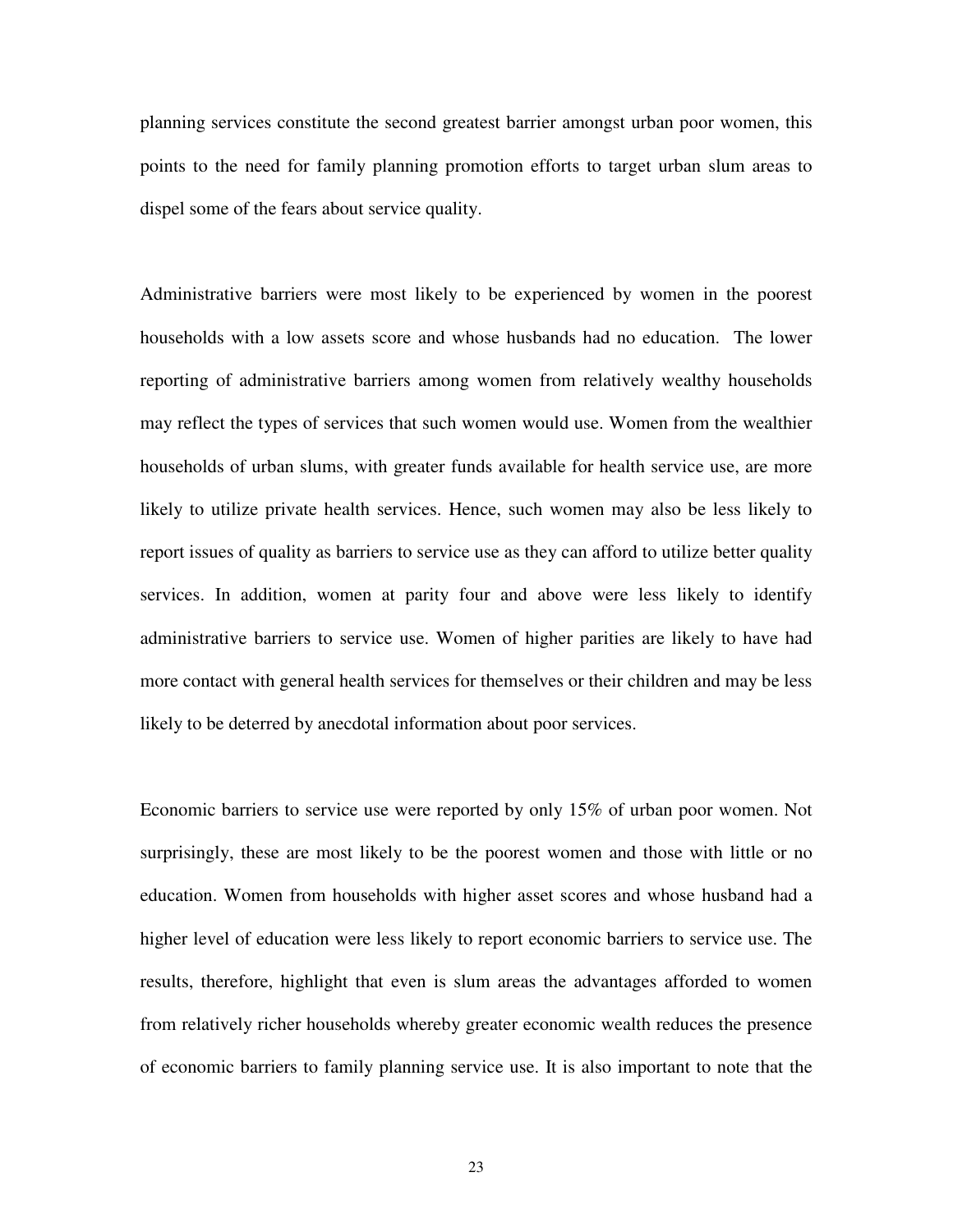planning services constitute the second greatest barrier amongst urban poor women, this points to the need for family planning promotion efforts to target urban slum areas to dispel some of the fears about service quality.

Administrative barriers were most likely to be experienced by women in the poorest households with a low assets score and whose husbands had no education. The lower reporting of administrative barriers among women from relatively wealthy households may reflect the types of services that such women would use. Women from the wealthier households of urban slums, with greater funds available for health service use, are more likely to utilize private health services. Hence, such women may also be less likely to report issues of quality as barriers to service use as they can afford to utilize better quality services. In addition, women at parity four and above were less likely to identify administrative barriers to service use. Women of higher parities are likely to have had more contact with general health services for themselves or their children and may be less likely to be deterred by anecdotal information about poor services.

Economic barriers to service use were reported by only 15% of urban poor women. Not surprisingly, these are most likely to be the poorest women and those with little or no education. Women from households with higher asset scores and whose husband had a higher level of education were less likely to report economic barriers to service use. The results, therefore, highlight that even is slum areas the advantages afforded to women from relatively richer households whereby greater economic wealth reduces the presence of economic barriers to family planning service use. It is also important to note that the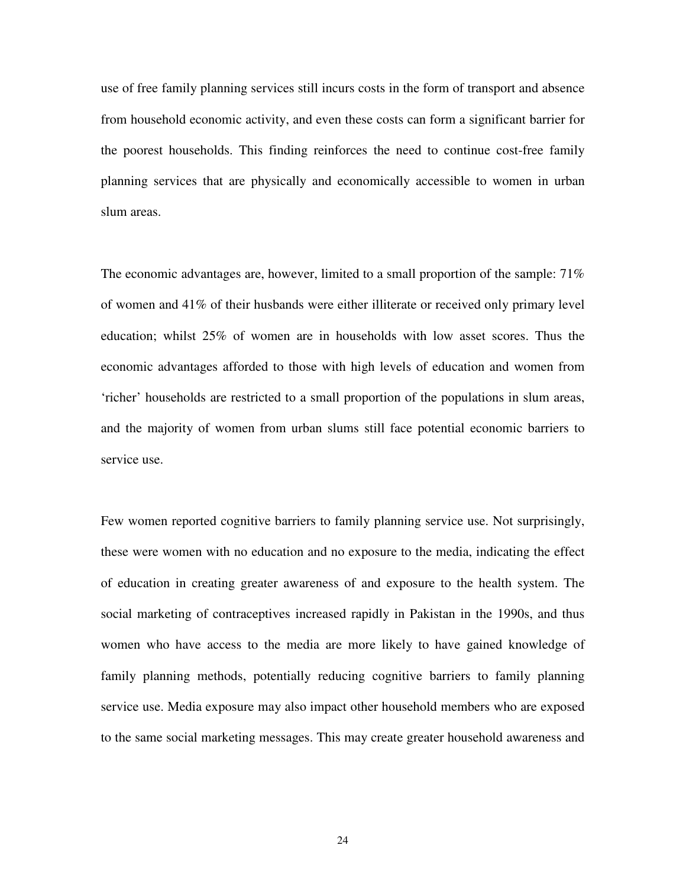use of free family planning services still incurs costs in the form of transport and absence from household economic activity, and even these costs can form a significant barrier for the poorest households. This finding reinforces the need to continue cost-free family planning services that are physically and economically accessible to women in urban slum areas.

The economic advantages are, however, limited to a small proportion of the sample: 71% of women and 41% of their husbands were either illiterate or received only primary level education; whilst 25% of women are in households with low asset scores. Thus the economic advantages afforded to those with high levels of education and women from 'richer' households are restricted to a small proportion of the populations in slum areas, and the majority of women from urban slums still face potential economic barriers to service use.

Few women reported cognitive barriers to family planning service use. Not surprisingly, these were women with no education and no exposure to the media, indicating the effect of education in creating greater awareness of and exposure to the health system. The social marketing of contraceptives increased rapidly in Pakistan in the 1990s, and thus women who have access to the media are more likely to have gained knowledge of family planning methods, potentially reducing cognitive barriers to family planning service use. Media exposure may also impact other household members who are exposed to the same social marketing messages. This may create greater household awareness and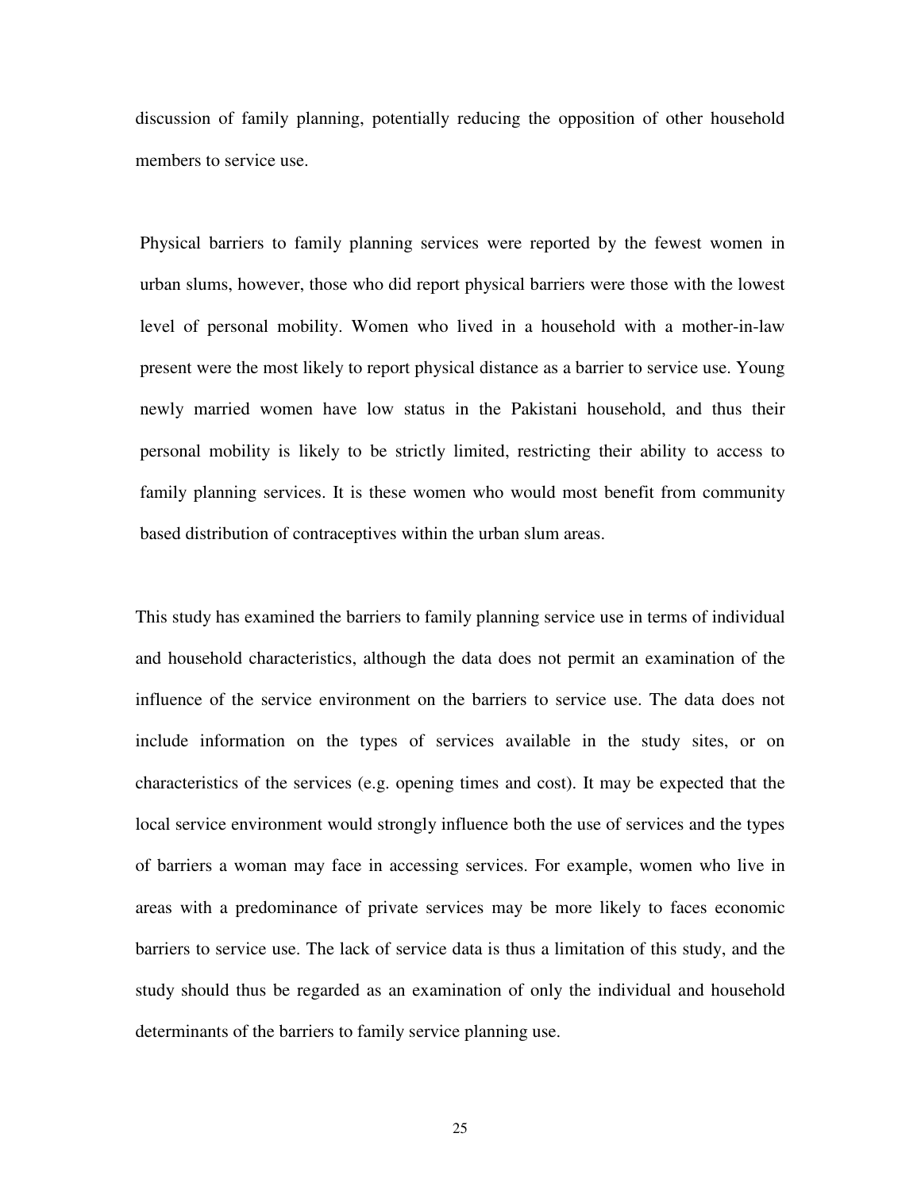discussion of family planning, potentially reducing the opposition of other household members to service use.

Physical barriers to family planning services were reported by the fewest women in urban slums, however, those who did report physical barriers were those with the lowest level of personal mobility. Women who lived in a household with a mother-in-law present were the most likely to report physical distance as a barrier to service use. Young newly married women have low status in the Pakistani household, and thus their personal mobility is likely to be strictly limited, restricting their ability to access to family planning services. It is these women who would most benefit from community based distribution of contraceptives within the urban slum areas.

This study has examined the barriers to family planning service use in terms of individual and household characteristics, although the data does not permit an examination of the influence of the service environment on the barriers to service use. The data does not include information on the types of services available in the study sites, or on characteristics of the services (e.g. opening times and cost). It may be expected that the local service environment would strongly influence both the use of services and the types of barriers a woman may face in accessing services. For example, women who live in areas with a predominance of private services may be more likely to faces economic barriers to service use. The lack of service data is thus a limitation of this study, and the study should thus be regarded as an examination of only the individual and household determinants of the barriers to family service planning use.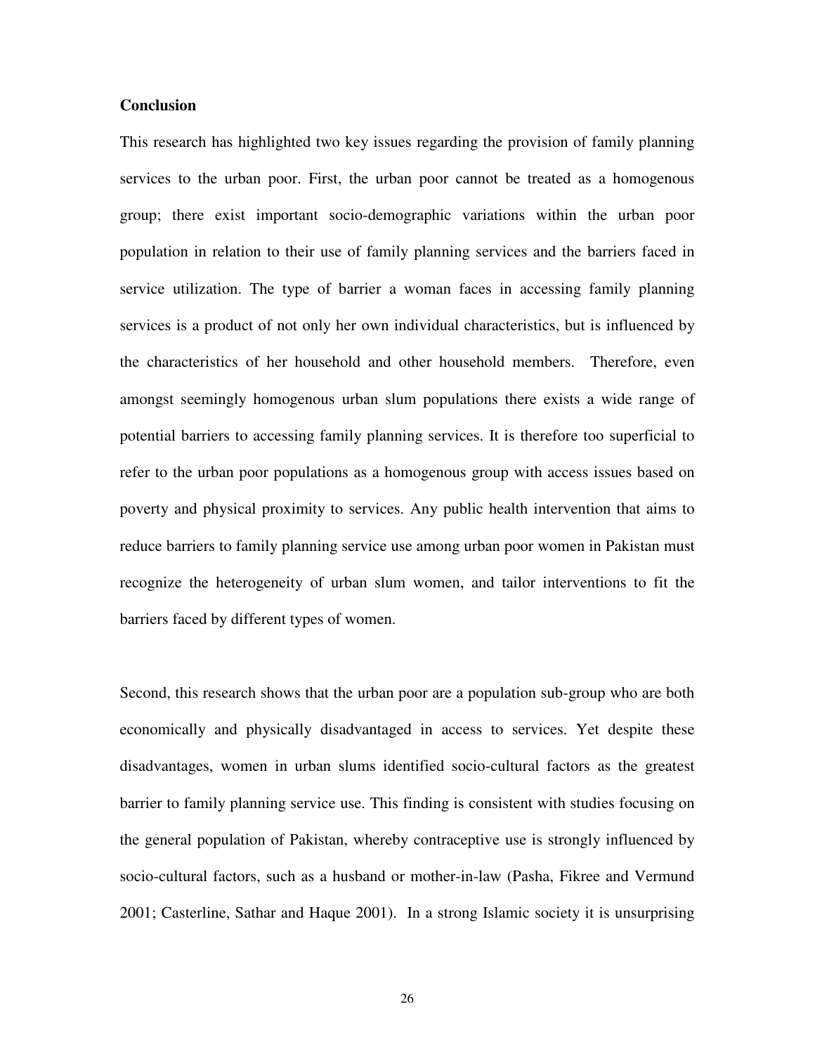**Conclusion**

This research has highlighted two key issues regarding the provision of family planning services to the urban poor. First, the urban poor cannot be treated as a homogenous group; there exist important socio-demographic variations within the urban poor population in relation to their use of family planning services and the barriers faced in service utilization. The type of barrier a woman faces in accessing family planning services is a product of not only her own individual characteristics, but is influenced by the characteristics of her household and other household members. Therefore, even amongst seemingly homogenous urban slum populations there exists a wide range of potential barriers to accessing family planning services. It is therefore too superficial to refer to the urban poor populations as a homogenous group with access issues based on poverty and physical proximity to services. Any public health intervention that aims to reduce barriers to family planning service use among urban poor women in Pakistan must recognize the heterogeneity of urban slum women, and tailor interventions to fit the barriers faced by different types of women.

Second, this research shows that the urban poor are a population sub-group who are both economically and physically disadvantaged in access to services. Yet despite these disadvantages, women in urban slums identified socio-cultural factors as the greatest barrier to family planning service use. This finding is consistent with studies focusing on the general population of Pakistan, whereby contraceptive use is strongly influenced by socio-cultural factors, such as a husband or mother-in-law (Pasha, Fikree and Vermund 2001; Casterline, Sathar and Haque 2001). In a strong Islamic society it is unsurprising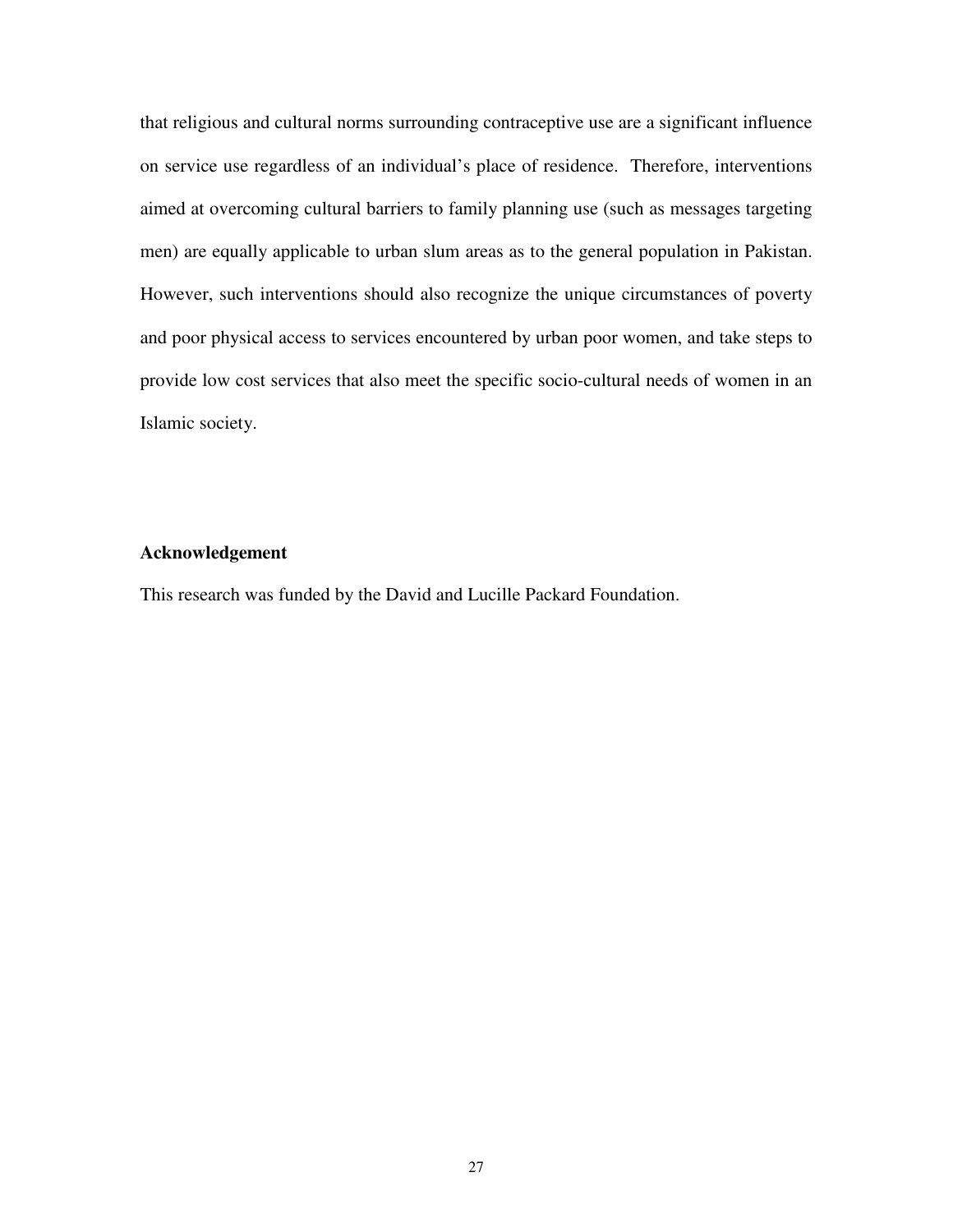that religious and cultural norms surrounding contraceptive use are a significant influence on service use regardless of an individual's place of residence. Therefore, interventions aimed at overcoming cultural barriers to family planning use (such as messages targeting men) are equally applicable to urban slum areas as to the general population in Pakistan. However, such interventions should also recognize the unique circumstances of poverty and poor physical access to services encountered by urban poor women, and take steps to provide low cost services that also meet the specific socio-cultural needs of women in an Islamic society.

**Acknowledgement**

This research was funded by the David and Lucille Packard Foundation.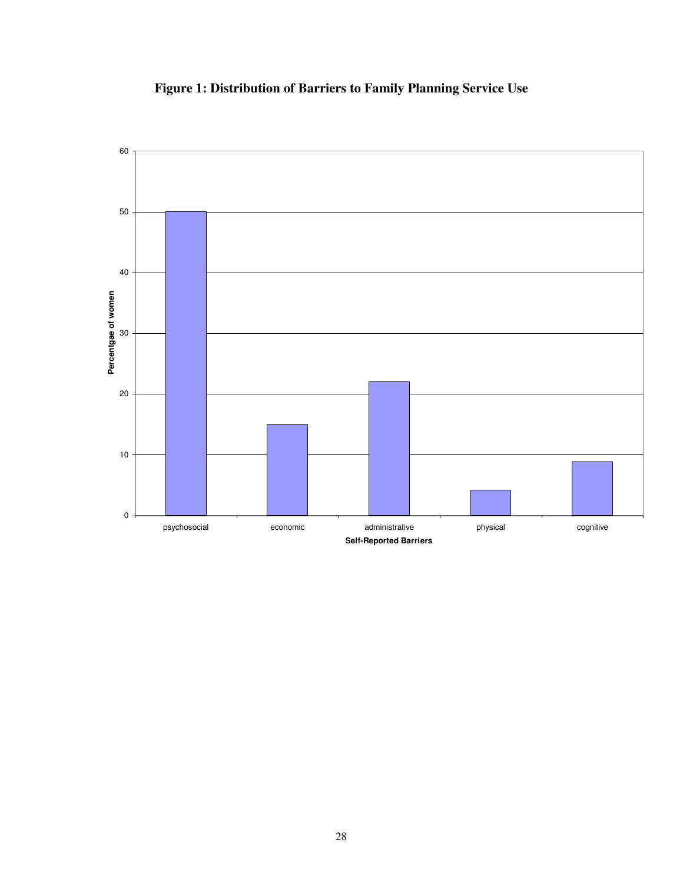**Figure 1: Distribution of Barriers to Family Planning Service Use**

60
50
40
30
20
10
0

Percentgae of women

psychosocial
economic
administrative
physical
cognitive

Self-Reported Barriers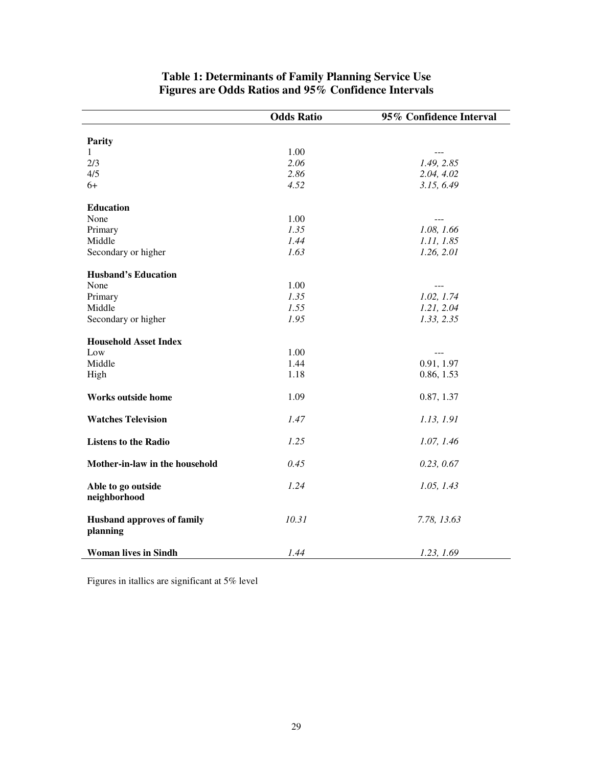**Table 1: Determinants of Family Planning Service Use**
**Figures are Odds Ratios and 95% Confidence Intervals**

| | Odds Ratio | 95% Confidence Interval |
|---|---|---|
| **Parity** | | |
| 1 | 1.00 | --- |
| 2/3 | *2.06* | *1.49, 2.85* |
| 4/5 | *2.86* | *2.04, 4.02* |
| 6+ | *4.52* | *3.15, 6.49* |
| **Education** | | |
| None | 1.00 | --- |
| Primary | *1.35* | *1.08, 1.66* |
| Middle | *1.44* | *1.11, 1.85* |
| Secondary or higher | *1.63* | *1.26, 2.01* |
| **Husband's Education** | | |
| None | 1.00 | --- |
| Primary | *1.35* | *1.02, 1.74* |
| Middle | *1.55* | *1.21, 2.04* |
| Secondary or higher | *1.95* | *1.33, 2.35* |
| **Household Asset Index** | | |
| Low | 1.00 | --- |
| Middle | 1.44 | 0.91, 1.97 |
| High | 1.18 | 0.86, 1.53 |
| **Works outside home** | 1.09 | 0.87, 1.37 |
| **Watches Television** | *1.47* | *1.13, 1.91* |
| **Listens to the Radio** | *1.25* | *1.07, 1.46* |
| **Mother-in-law in the household** | *0.45* | *0.23, 0.67* |
| **Able to go outside neighborhood** | *1.24* | *1.05, 1.43* |
| **Husband approves of family planning** | *10.31* | *7.78, 13.63* |
| **Woman lives in Sindh** | *1.44* | *1.23, 1.69* |

Figures in itallics are significant at 5% level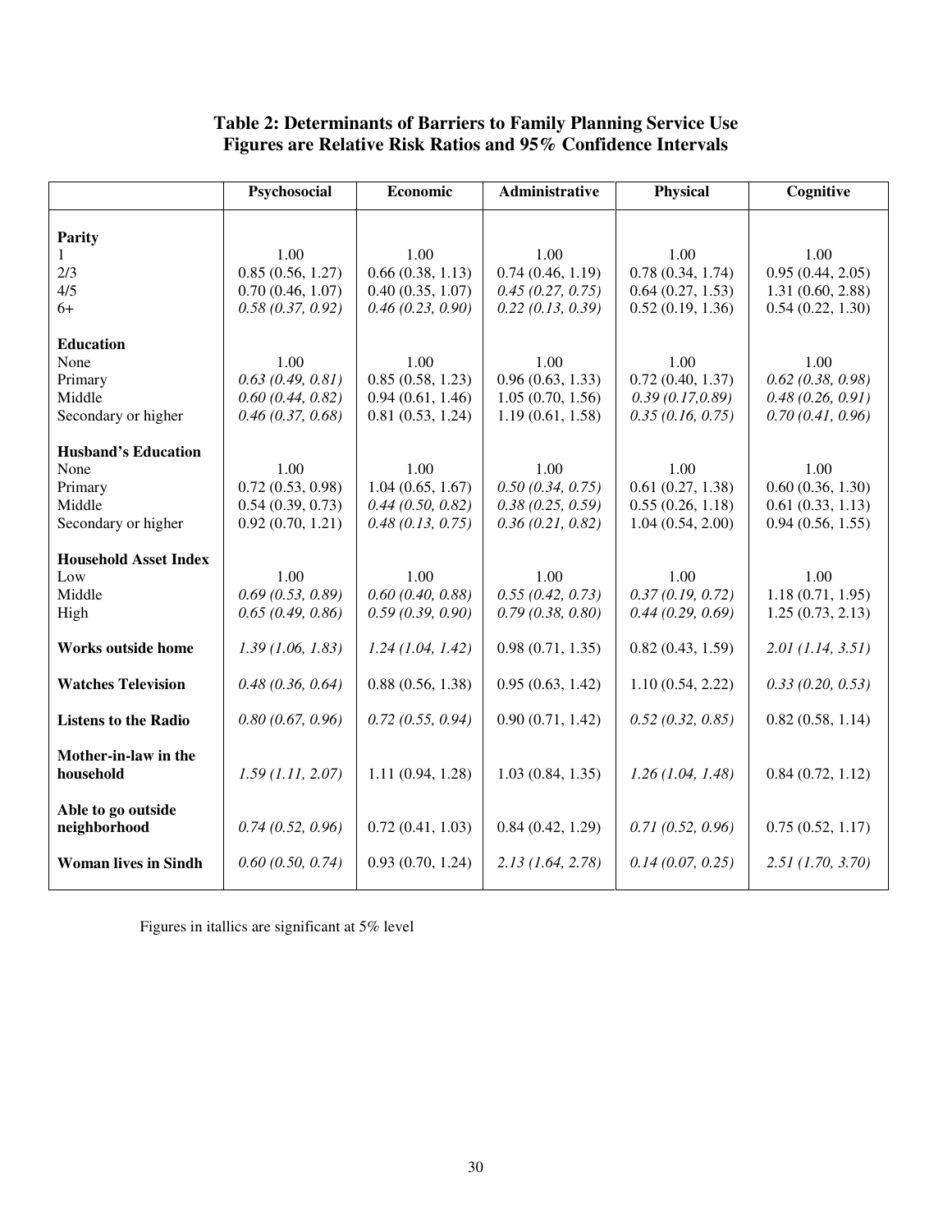**Table 2: Determinants of Barriers to Family Planning Service Use**
**Figures are Relative Risk Ratios and 95% Confidence Intervals**

| | Psychosocial | Economic | Administrative | Physical | Cognitive |
|---|---|---|---|---|---|
| **Parity** | | | | | |
| 1 | 1.00 | 1.00 | 1.00 | 1.00 | 1.00 |
| 2/3 | 0.85 (0.56, 1.27) | 0.66 (0.38, 1.13) | 0.74 (0.46, 1.19) | 0.78 (0.34, 1.74) | 0.95 (0.44, 2.05) |
| 4/5 | 0.70 (0.46, 1.07) | 0.40 (0.35, 1.07) | *0.45 (0.27, 0.75)* | 0.64 (0.27, 1.53) | 1.31 (0.60, 2.88) |
| 6+ | *0.58 (0.37, 0.92)* | *0.46 (0.23, 0.90)* | *0.22 (0.13, 0.39)* | 0.52 (0.19, 1.36) | 0.54 (0.22, 1.30) |
| **Education** | | | | | |
| None | 1.00 | 1.00 | 1.00 | 1.00 | 1.00 |
| Primary | *0.63 (0.49, 0.81)* | 0.85 (0.58, 1.23) | 0.96 (0.63, 1.33) | 0.72 (0.40, 1.37) | *0.62 (0.38, 0.98)* |
| Middle | *0.60 (0.44, 0.82)* | 0.94 (0.61, 1.46) | 1.05 (0.70, 1.56) | *0.39 (0.17,0.89)* | *0.48 (0.26, 0.91)* |
| Secondary or higher | *0.46 (0.37, 0.68)* | 0.81 (0.53, 1.24) | 1.19 (0.61, 1.58) | *0.35 (0.16, 0.75)* | *0.70 (0.41, 0.96)* |
| **Husband's Education** | | | | | |
| None | 1.00 | 1.00 | 1.00 | 1.00 | 1.00 |
| Primary | 0.72 (0.53, 0.98) | 1.04 (0.65, 1.67) | *0.50 (0.34, 0.75)* | 0.61 (0.27, 1.38) | 0.60 (0.36, 1.30) |
| Middle | 0.54 (0.39, 0.73) | *0.44 (0.50, 0.82)* | *0.38 (0.25, 0.59)* | 0.55 (0.26, 1.18) | 0.61 (0.33, 1.13) |
| Secondary or higher | 0.92 (0.70, 1.21) | *0.48 (0.13, 0.75)* | *0.36 (0.21, 0.82)* | 1.04 (0.54, 2.00) | 0.94 (0.56, 1.55) |
| **Household Asset Index** | | | | | |
| Low | 1.00 | 1.00 | 1.00 | 1.00 | 1.00 |
| Middle | *0.69 (0.53, 0.89)* | *0.60 (0.40, 0.88)* | *0.55 (0.42, 0.73)* | *0.37 (0.19, 0.72)* | 1.18 (0.71, 1.95) |
| High | *0.65 (0.49, 0.86)* | *0.59 (0.39, 0.90)* | *0.79 (0.38, 0.80)* | *0.44 (0.29, 0.69)* | 1.25 (0.73, 2.13) |
| **Works outside home** | *1.39 (1.06, 1.83)* | *1.24 (1.04, 1.42)* | 0.98 (0.71, 1.35) | 0.82 (0.43, 1.59) | *2.01 (1.14, 3.51)* |
| **Watches Television** | *0.48 (0.36, 0.64)* | 0.88 (0.56, 1.38) | 0.95 (0.63, 1.42) | 1.10 (0.54, 2.22) | *0.33 (0.20, 0.53)* |
| **Listens to the Radio** | *0.80 (0.67, 0.96)* | *0.72 (0.55, 0.94)* | 0.90 (0.71, 1.42) | *0.52 (0.32, 0.85)* | 0.82 (0.58, 1.14) |
| **Mother-in-law in the household** | *1.59 (1.11, 2.07)* | 1.11 (0.94, 1.28) | 1.03 (0.84, 1.35) | *1.26 (1.04, 1.48)* | 0.84 (0.72, 1.12) |
| **Able to go outside neighborhood** | *0.74 (0.52, 0.96)* | 0.72 (0.41, 1.03) | 0.84 (0.42, 1.29) | *0.71 (0.52, 0.96)* | 0.75 (0.52, 1.17) |
| **Woman lives in Sindh** | *0.60 (0.50, 0.74)* | 0.93 (0.70, 1.24) | *2.13 (1.64, 2.78)* | *0.14 (0.07, 0.25)* | *2.51 (1.70, 3.70)* |

Figures in itallics are significant at 5% level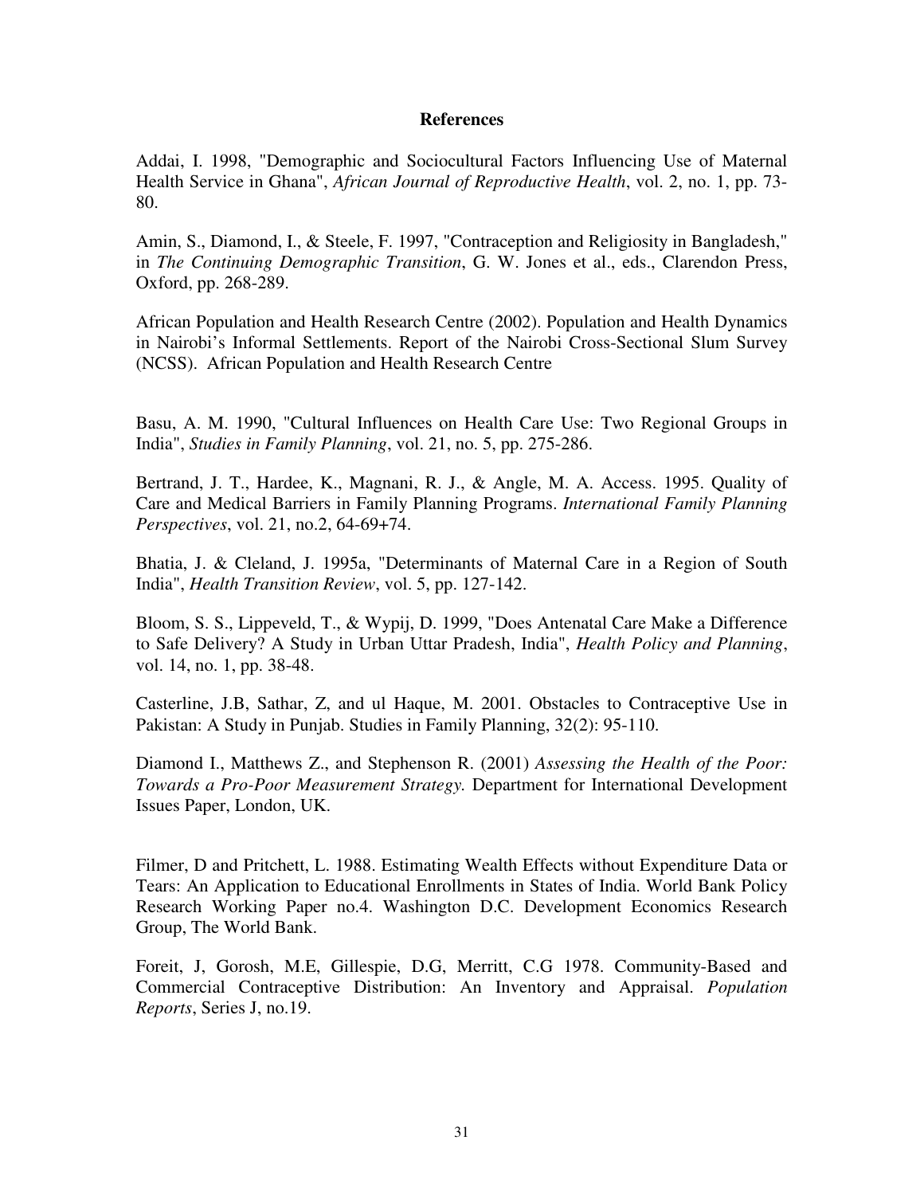## References

Addai, I. 1998, "Demographic and Sociocultural Factors Influencing Use of Maternal Health Service in Ghana", *African Journal of Reproductive Health*, vol. 2, no. 1, pp. 73-80.

Amin, S., Diamond, I., & Steele, F. 1997, "Contraception and Religiosity in Bangladesh," in *The Continuing Demographic Transition*, G. W. Jones et al., eds., Clarendon Press, Oxford, pp. 268-289.

African Population and Health Research Centre (2002). Population and Health Dynamics in Nairobi's Informal Settlements. Report of the Nairobi Cross-Sectional Slum Survey (NCSS). African Population and Health Research Centre

Basu, A. M. 1990, "Cultural Influences on Health Care Use: Two Regional Groups in India", *Studies in Family Planning*, vol. 21, no. 5, pp. 275-286.

Bertrand, J. T., Hardee, K., Magnani, R. J., & Angle, M. A. Access. 1995. Quality of Care and Medical Barriers in Family Planning Programs. *International Family Planning Perspectives*, vol. 21, no.2, 64-69+74.

Bhatia, J. & Cleland, J. 1995a, "Determinants of Maternal Care in a Region of South India", *Health Transition Review*, vol. 5, pp. 127-142.

Bloom, S. S., Lippeveld, T., & Wypij, D. 1999, "Does Antenatal Care Make a Difference to Safe Delivery? A Study in Urban Uttar Pradesh, India", *Health Policy and Planning*, vol. 14, no. 1, pp. 38-48.

Casterline, J.B, Sathar, Z, and ul Haque, M. 2001. Obstacles to Contraceptive Use in Pakistan: A Study in Punjab. Studies in Family Planning, 32(2): 95-110.

Diamond I., Matthews Z., and Stephenson R. (2001) *Assessing the Health of the Poor: Towards a Pro-Poor Measurement Strategy.* Department for International Development Issues Paper, London, UK.

Filmer, D and Pritchett, L. 1988. Estimating Wealth Effects without Expenditure Data or Tears: An Application to Educational Enrollments in States of India. World Bank Policy Research Working Paper no.4. Washington D.C. Development Economics Research Group, The World Bank.

Foreit, J, Gorosh, M.E, Gillespie, D.G, Merritt, C.G 1978. Community-Based and Commercial Contraceptive Distribution: An Inventory and Appraisal. *Population Reports*, Series J, no.19.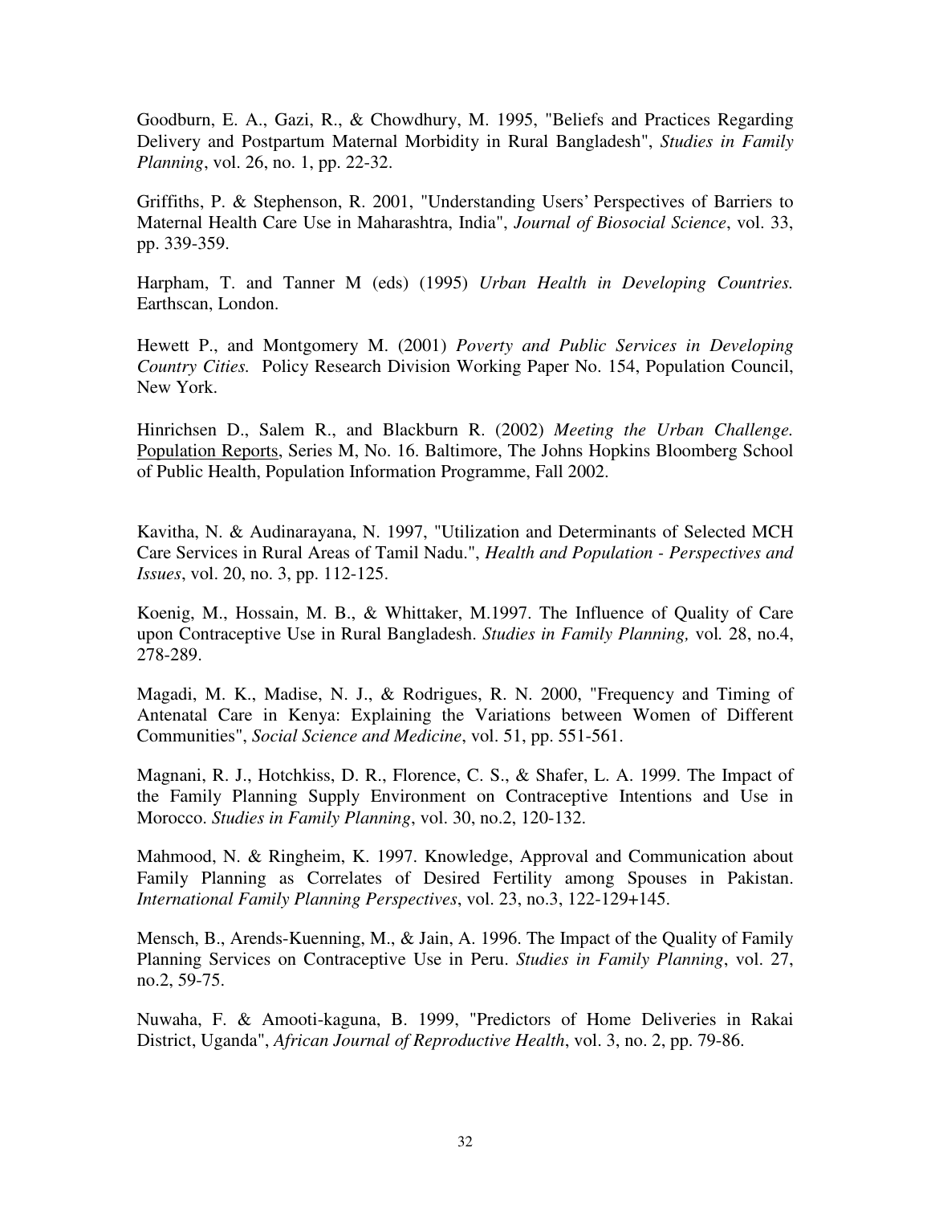Goodburn, E. A., Gazi, R., & Chowdhury, M. 1995, "Beliefs and Practices Regarding Delivery and Postpartum Maternal Morbidity in Rural Bangladesh", *Studies in Family Planning*, vol. 26, no. 1, pp. 22-32.

Griffiths, P. & Stephenson, R. 2001, "Understanding Users' Perspectives of Barriers to Maternal Health Care Use in Maharashtra, India", *Journal of Biosocial Science*, vol. 33, pp. 339-359.

Harpham, T. and Tanner M (eds) (1995) *Urban Health in Developing Countries.* Earthscan, London.

Hewett P., and Montgomery M. (2001) *Poverty and Public Services in Developing Country Cities.* Policy Research Division Working Paper No. 154, Population Council, New York.

Hinrichsen D., Salem R., and Blackburn R. (2002) *Meeting the Urban Challenge.* Population Reports, Series M, No. 16. Baltimore, The Johns Hopkins Bloomberg School of Public Health, Population Information Programme, Fall 2002.

Kavitha, N. & Audinarayana, N. 1997, "Utilization and Determinants of Selected MCH Care Services in Rural Areas of Tamil Nadu.", *Health and Population - Perspectives and Issues*, vol. 20, no. 3, pp. 112-125.

Koenig, M., Hossain, M. B., & Whittaker, M.1997. The Influence of Quality of Care upon Contraceptive Use in Rural Bangladesh. *Studies in Family Planning,* vol. 28, no.4, 278-289.

Magadi, M. K., Madise, N. J., & Rodrigues, R. N. 2000, "Frequency and Timing of Antenatal Care in Kenya: Explaining the Variations between Women of Different Communities", *Social Science and Medicine*, vol. 51, pp. 551-561.

Magnani, R. J., Hotchkiss, D. R., Florence, C. S., & Shafer, L. A. 1999. The Impact of the Family Planning Supply Environment on Contraceptive Intentions and Use in Morocco. *Studies in Family Planning*, vol. 30, no.2, 120-132.

Mahmood, N. & Ringheim, K. 1997. Knowledge, Approval and Communication about Family Planning as Correlates of Desired Fertility among Spouses in Pakistan. *International Family Planning Perspectives*, vol. 23, no.3, 122-129+145.

Mensch, B., Arends-Kuenning, M., & Jain, A. 1996. The Impact of the Quality of Family Planning Services on Contraceptive Use in Peru. *Studies in Family Planning*, vol. 27, no.2, 59-75.

Nuwaha, F. & Amooti-kaguna, B. 1999, "Predictors of Home Deliveries in Rakai District, Uganda", *African Journal of Reproductive Health*, vol. 3, no. 2, pp. 79-86.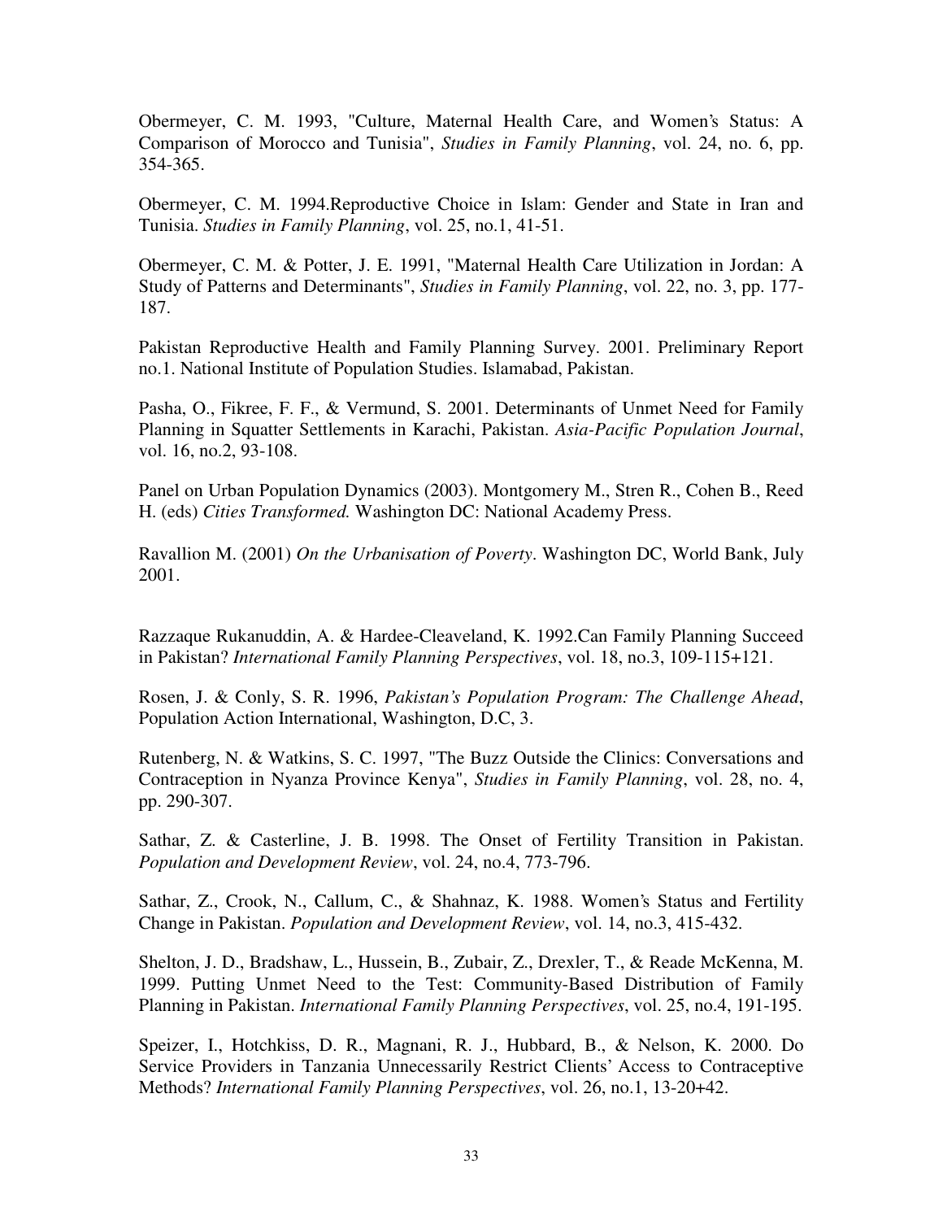Obermeyer, C. M. 1993, "Culture, Maternal Health Care, and Women's Status: A Comparison of Morocco and Tunisia", *Studies in Family Planning*, vol. 24, no. 6, pp. 354-365.

Obermeyer, C. M. 1994.Reproductive Choice in Islam: Gender and State in Iran and Tunisia. *Studies in Family Planning*, vol. 25, no.1, 41-51.

Obermeyer, C. M. & Potter, J. E. 1991, "Maternal Health Care Utilization in Jordan: A Study of Patterns and Determinants", *Studies in Family Planning*, vol. 22, no. 3, pp. 177-187.

Pakistan Reproductive Health and Family Planning Survey. 2001. Preliminary Report no.1. National Institute of Population Studies. Islamabad, Pakistan.

Pasha, O., Fikree, F. F., & Vermund, S. 2001. Determinants of Unmet Need for Family Planning in Squatter Settlements in Karachi, Pakistan. *Asia-Pacific Population Journal*, vol. 16, no.2, 93-108.

Panel on Urban Population Dynamics (2003). Montgomery M., Stren R., Cohen B., Reed H. (eds) *Cities Transformed.* Washington DC: National Academy Press.

Ravallion M. (2001) *On the Urbanisation of Poverty*. Washington DC, World Bank, July 2001.

Razzaque Rukanuddin, A. & Hardee-Cleaveland, K. 1992.Can Family Planning Succeed in Pakistan? *International Family Planning Perspectives*, vol. 18, no.3, 109-115+121.

Rosen, J. & Conly, S. R. 1996, *Pakistan's Population Program: The Challenge Ahead*, Population Action International, Washington, D.C, 3.

Rutenberg, N. & Watkins, S. C. 1997, "The Buzz Outside the Clinics: Conversations and Contraception in Nyanza Province Kenya", *Studies in Family Planning*, vol. 28, no. 4, pp. 290-307.

Sathar, Z. & Casterline, J. B. 1998. The Onset of Fertility Transition in Pakistan. *Population and Development Review*, vol. 24, no.4, 773-796.

Sathar, Z., Crook, N., Callum, C., & Shahnaz, K. 1988. Women's Status and Fertility Change in Pakistan. *Population and Development Review*, vol. 14, no.3, 415-432.

Shelton, J. D., Bradshaw, L., Hussein, B., Zubair, Z., Drexler, T., & Reade McKenna, M. 1999. Putting Unmet Need to the Test: Community-Based Distribution of Family Planning in Pakistan. *International Family Planning Perspectives*, vol. 25, no.4, 191-195.

Speizer, I., Hotchkiss, D. R., Magnani, R. J., Hubbard, B., & Nelson, K. 2000. Do Service Providers in Tanzania Unnecessarily Restrict Clients' Access to Contraceptive Methods? *International Family Planning Perspectives*, vol. 26, no.1, 13-20+42.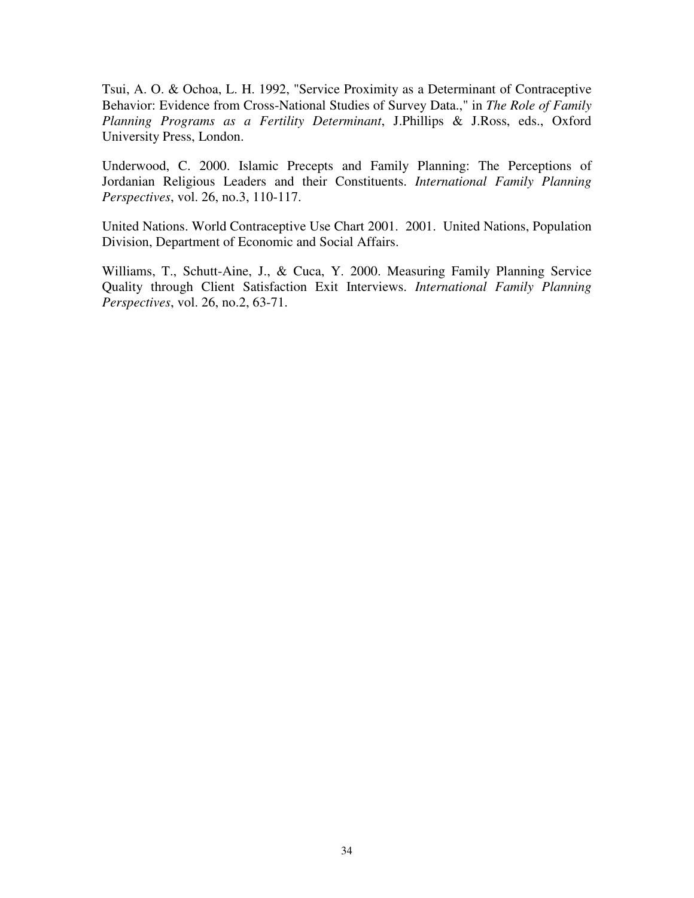Tsui, A. O. & Ochoa, L. H. 1992, "Service Proximity as a Determinant of Contraceptive Behavior: Evidence from Cross-National Studies of Survey Data.," in *The Role of Family Planning Programs as a Fertility Determinant*, J.Phillips & J.Ross, eds., Oxford University Press, London.

Underwood, C. 2000. Islamic Precepts and Family Planning: The Perceptions of Jordanian Religious Leaders and their Constituents. *International Family Planning Perspectives*, vol. 26, no.3, 110-117.

United Nations. World Contraceptive Use Chart 2001. 2001. United Nations, Population Division, Department of Economic and Social Affairs.

Williams, T., Schutt-Aine, J., & Cuca, Y. 2000. Measuring Family Planning Service Quality through Client Satisfaction Exit Interviews. *International Family Planning Perspectives*, vol. 26, no.2, 63-71.